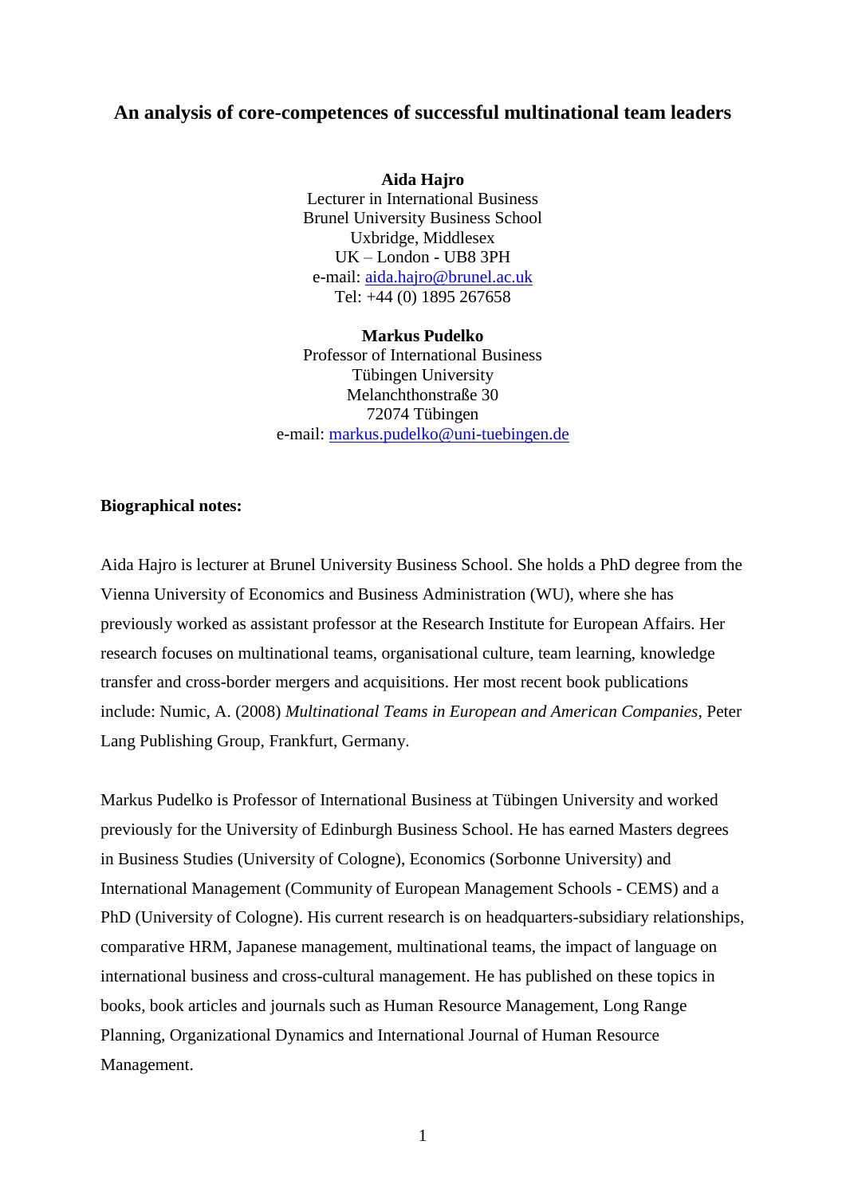# An analysis of core-competences of successful multinational team leaders

**Aida Hajro**
Lecturer in International Business
Brunel University Business School
Uxbridge, Middlesex
UK – London - UB8 3PH
e-mail: aida.hajro@brunel.ac.uk
Tel: +44 (0) 1895 267658

**Markus Pudelko**
Professor of International Business
Tübingen University
Melanchthonstraße 30
72074 Tübingen
e-mail: markus.pudelko@uni-tuebingen.de

**Biographical notes:**

Aida Hajro is lecturer at Brunel University Business School. She holds a PhD degree from the Vienna University of Economics and Business Administration (WU), where she has previously worked as assistant professor at the Research Institute for European Affairs. Her research focuses on multinational teams, organisational culture, team learning, knowledge transfer and cross-border mergers and acquisitions. Her most recent book publications include: Numic, A. (2008) *Multinational Teams in European and American Companies*, Peter Lang Publishing Group, Frankfurt, Germany.

Markus Pudelko is Professor of International Business at Tübingen University and worked previously for the University of Edinburgh Business School. He has earned Masters degrees in Business Studies (University of Cologne), Economics (Sorbonne University) and International Management (Community of European Management Schools - CEMS) and a PhD (University of Cologne). His current research is on headquarters-subsidiary relationships, comparative HRM, Japanese management, multinational teams, the impact of language on international business and cross-cultural management. He has published on these topics in books, book articles and journals such as Human Resource Management, Long Range Planning, Organizational Dynamics and International Journal of Human Resource Management.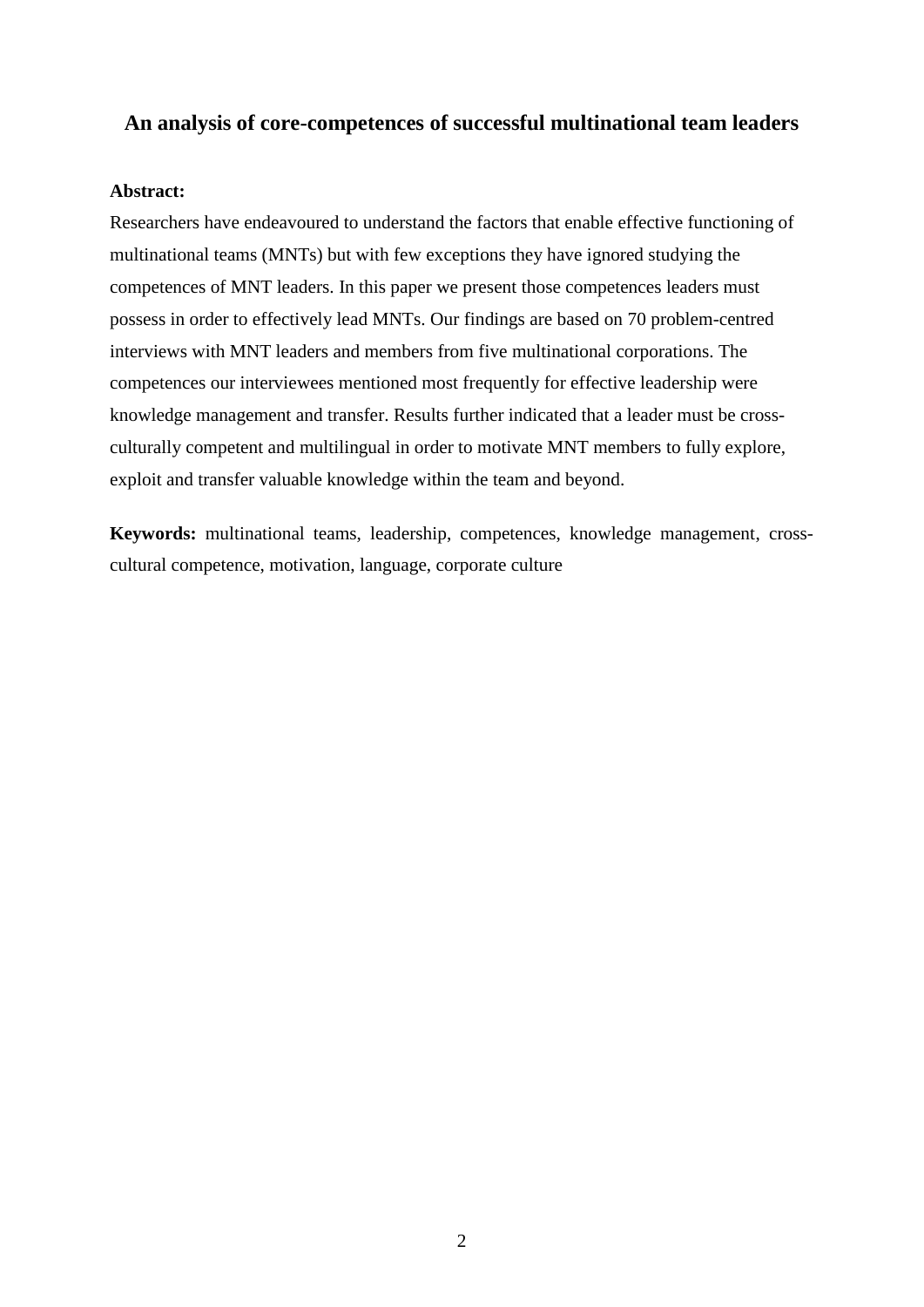## An analysis of core-competences of successful multinational team leaders

**Abstract:**

Researchers have endeavoured to understand the factors that enable effective functioning of multinational teams (MNTs) but with few exceptions they have ignored studying the competences of MNT leaders. In this paper we present those competences leaders must possess in order to effectively lead MNTs. Our findings are based on 70 problem-centred interviews with MNT leaders and members from five multinational corporations. The competences our interviewees mentioned most frequently for effective leadership were knowledge management and transfer. Results further indicated that a leader must be cross-culturally competent and multilingual in order to motivate MNT members to fully explore, exploit and transfer valuable knowledge within the team and beyond.

**Keywords:** multinational teams, leadership, competences, knowledge management, cross-cultural competence, motivation, language, corporate culture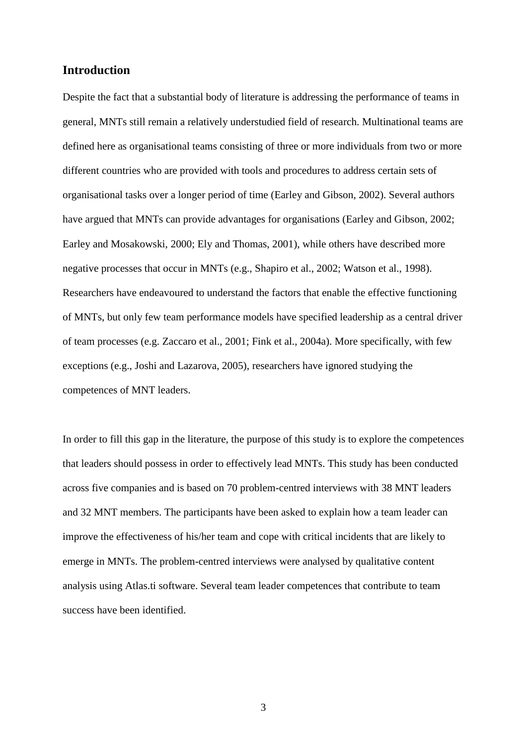## Introduction

Despite the fact that a substantial body of literature is addressing the performance of teams in general, MNTs still remain a relatively understudied field of research. Multinational teams are defined here as organisational teams consisting of three or more individuals from two or more different countries who are provided with tools and procedures to address certain sets of organisational tasks over a longer period of time (Earley and Gibson, 2002). Several authors have argued that MNTs can provide advantages for organisations (Earley and Gibson, 2002; Earley and Mosakowski, 2000; Ely and Thomas, 2001), while others have described more negative processes that occur in MNTs (e.g., Shapiro et al., 2002; Watson et al., 1998). Researchers have endeavoured to understand the factors that enable the effective functioning of MNTs, but only few team performance models have specified leadership as a central driver of team processes (e.g. Zaccaro et al., 2001; Fink et al., 2004a). More specifically, with few exceptions (e.g., Joshi and Lazarova, 2005), researchers have ignored studying the competences of MNT leaders.

In order to fill this gap in the literature, the purpose of this study is to explore the competences that leaders should possess in order to effectively lead MNTs. This study has been conducted across five companies and is based on 70 problem-centred interviews with 38 MNT leaders and 32 MNT members. The participants have been asked to explain how a team leader can improve the effectiveness of his/her team and cope with critical incidents that are likely to emerge in MNTs. The problem-centred interviews were analysed by qualitative content analysis using Atlas.ti software. Several team leader competences that contribute to team success have been identified.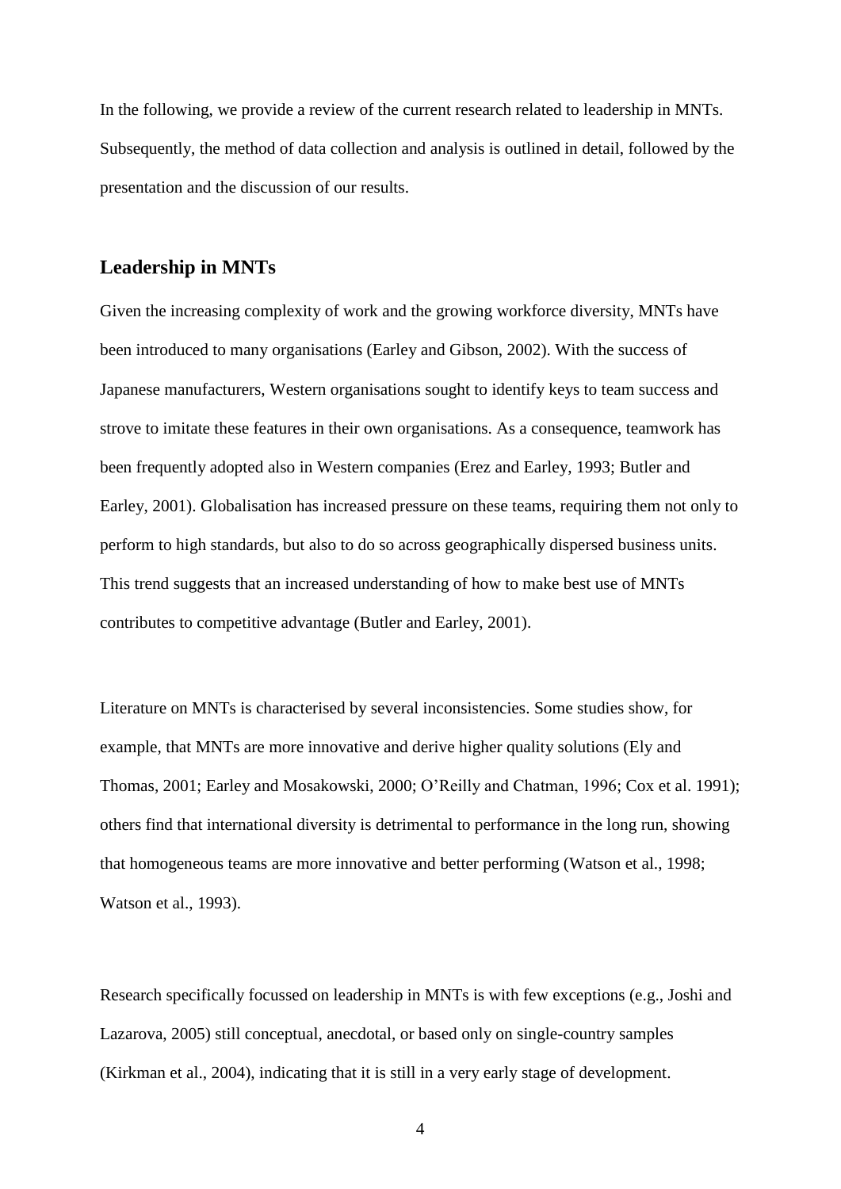In the following, we provide a review of the current research related to leadership in MNTs. Subsequently, the method of data collection and analysis is outlined in detail, followed by the presentation and the discussion of our results.

## Leadership in MNTs

Given the increasing complexity of work and the growing workforce diversity, MNTs have been introduced to many organisations (Earley and Gibson, 2002). With the success of Japanese manufacturers, Western organisations sought to identify keys to team success and strove to imitate these features in their own organisations. As a consequence, teamwork has been frequently adopted also in Western companies (Erez and Earley, 1993; Butler and Earley, 2001). Globalisation has increased pressure on these teams, requiring them not only to perform to high standards, but also to do so across geographically dispersed business units. This trend suggests that an increased understanding of how to make best use of MNTs contributes to competitive advantage (Butler and Earley, 2001).

Literature on MNTs is characterised by several inconsistencies. Some studies show, for example, that MNTs are more innovative and derive higher quality solutions (Ely and Thomas, 2001; Earley and Mosakowski, 2000; O'Reilly and Chatman, 1996; Cox et al. 1991); others find that international diversity is detrimental to performance in the long run, showing that homogeneous teams are more innovative and better performing (Watson et al., 1998; Watson et al., 1993).

Research specifically focussed on leadership in MNTs is with few exceptions (e.g., Joshi and Lazarova, 2005) still conceptual, anecdotal, or based only on single-country samples (Kirkman et al., 2004), indicating that it is still in a very early stage of development.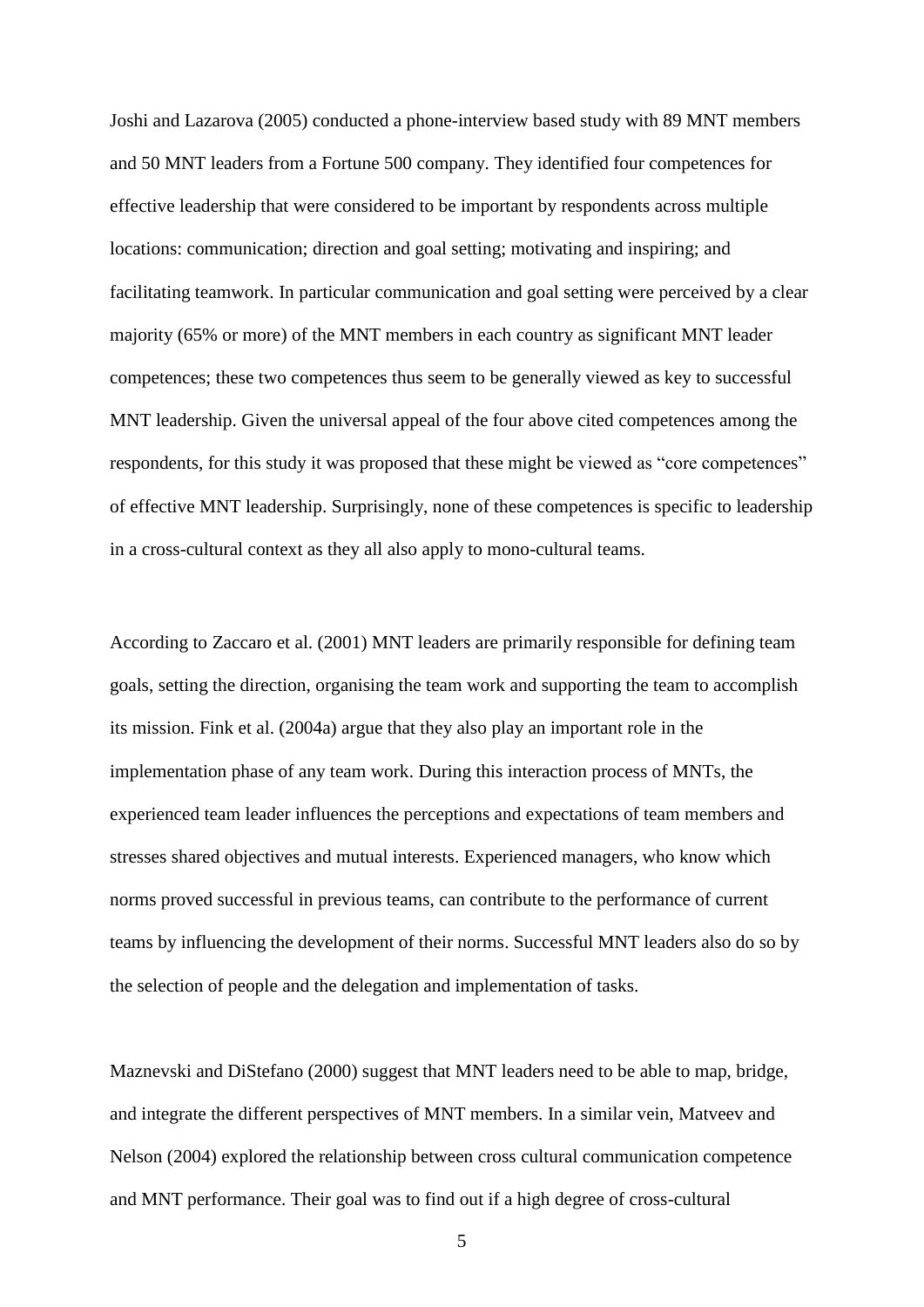Joshi and Lazarova (2005) conducted a phone-interview based study with 89 MNT members and 50 MNT leaders from a Fortune 500 company. They identified four competences for effective leadership that were considered to be important by respondents across multiple locations: communication; direction and goal setting; motivating and inspiring; and facilitating teamwork. In particular communication and goal setting were perceived by a clear majority (65% or more) of the MNT members in each country as significant MNT leader competences; these two competences thus seem to be generally viewed as key to successful MNT leadership. Given the universal appeal of the four above cited competences among the respondents, for this study it was proposed that these might be viewed as "core competences" of effective MNT leadership. Surprisingly, none of these competences is specific to leadership in a cross-cultural context as they all also apply to mono-cultural teams.

According to Zaccaro et al. (2001) MNT leaders are primarily responsible for defining team goals, setting the direction, organising the team work and supporting the team to accomplish its mission. Fink et al. (2004a) argue that they also play an important role in the implementation phase of any team work. During this interaction process of MNTs, the experienced team leader influences the perceptions and expectations of team members and stresses shared objectives and mutual interests. Experienced managers, who know which norms proved successful in previous teams, can contribute to the performance of current teams by influencing the development of their norms. Successful MNT leaders also do so by the selection of people and the delegation and implementation of tasks.

Maznevski and DiStefano (2000) suggest that MNT leaders need to be able to map, bridge, and integrate the different perspectives of MNT members. In a similar vein, Matveev and Nelson (2004) explored the relationship between cross cultural communication competence and MNT performance. Their goal was to find out if a high degree of cross-cultural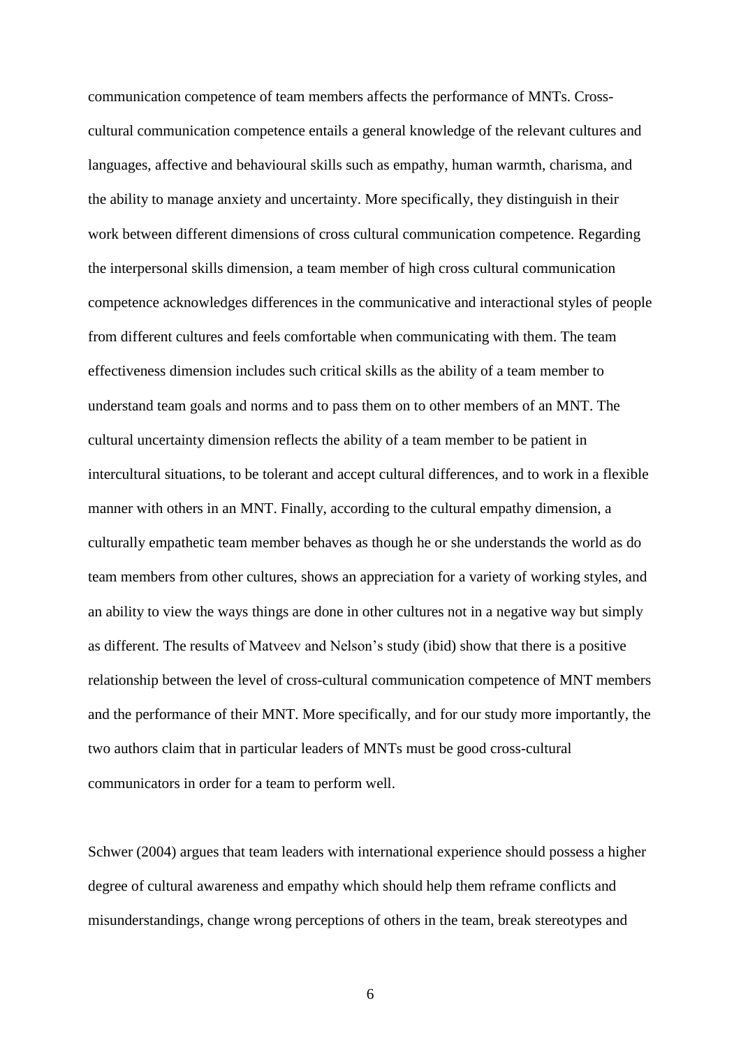communication competence of team members affects the performance of MNTs. Cross-cultural communication competence entails a general knowledge of the relevant cultures and languages, affective and behavioural skills such as empathy, human warmth, charisma, and the ability to manage anxiety and uncertainty. More specifically, they distinguish in their work between different dimensions of cross cultural communication competence. Regarding the interpersonal skills dimension, a team member of high cross cultural communication competence acknowledges differences in the communicative and interactional styles of people from different cultures and feels comfortable when communicating with them. The team effectiveness dimension includes such critical skills as the ability of a team member to understand team goals and norms and to pass them on to other members of an MNT. The cultural uncertainty dimension reflects the ability of a team member to be patient in intercultural situations, to be tolerant and accept cultural differences, and to work in a flexible manner with others in an MNT. Finally, according to the cultural empathy dimension, a culturally empathetic team member behaves as though he or she understands the world as do team members from other cultures, shows an appreciation for a variety of working styles, and an ability to view the ways things are done in other cultures not in a negative way but simply as different. The results of Matveev and Nelson's study (ibid) show that there is a positive relationship between the level of cross-cultural communication competence of MNT members and the performance of their MNT. More specifically, and for our study more importantly, the two authors claim that in particular leaders of MNTs must be good cross-cultural communicators in order for a team to perform well.

Schwer (2004) argues that team leaders with international experience should possess a higher degree of cultural awareness and empathy which should help them reframe conflicts and misunderstandings, change wrong perceptions of others in the team, break stereotypes and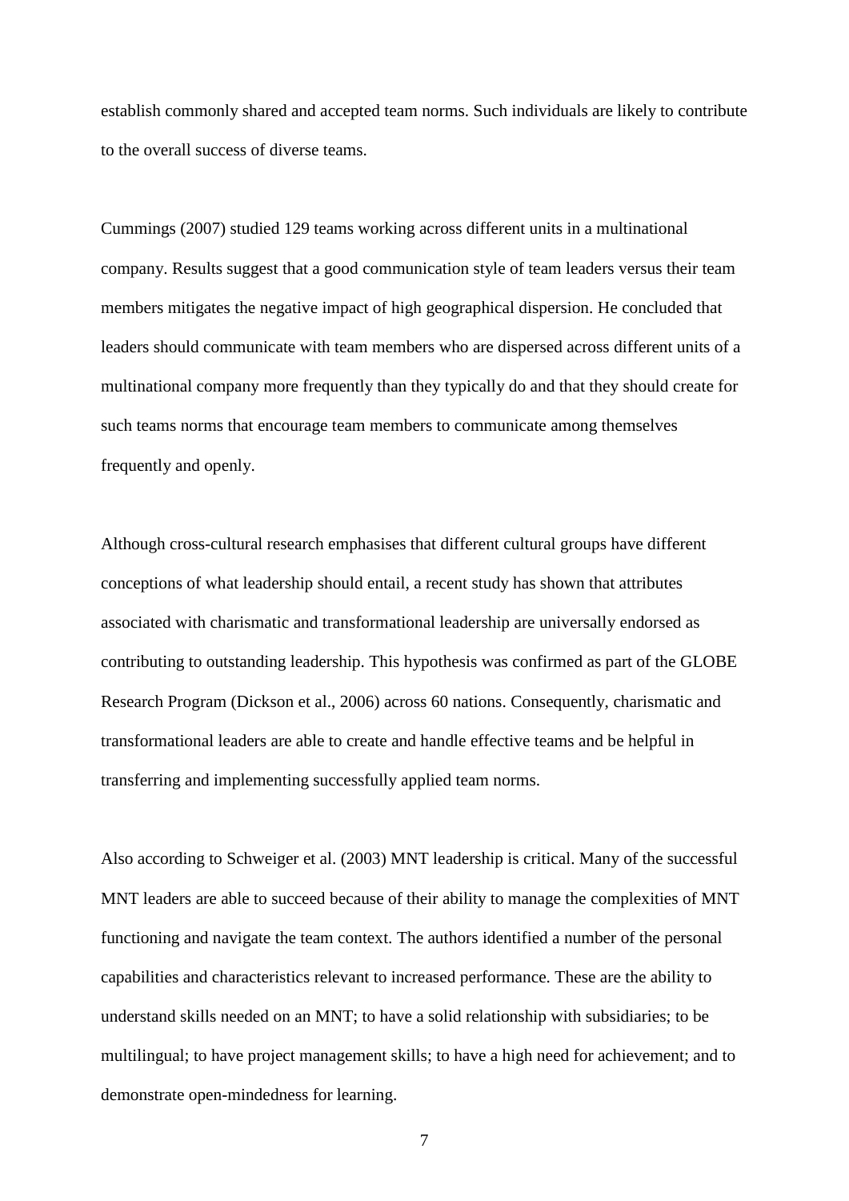establish commonly shared and accepted team norms. Such individuals are likely to contribute to the overall success of diverse teams.

Cummings (2007) studied 129 teams working across different units in a multinational company. Results suggest that a good communication style of team leaders versus their team members mitigates the negative impact of high geographical dispersion. He concluded that leaders should communicate with team members who are dispersed across different units of a multinational company more frequently than they typically do and that they should create for such teams norms that encourage team members to communicate among themselves frequently and openly.

Although cross-cultural research emphasises that different cultural groups have different conceptions of what leadership should entail, a recent study has shown that attributes associated with charismatic and transformational leadership are universally endorsed as contributing to outstanding leadership. This hypothesis was confirmed as part of the GLOBE Research Program (Dickson et al., 2006) across 60 nations. Consequently, charismatic and transformational leaders are able to create and handle effective teams and be helpful in transferring and implementing successfully applied team norms.

Also according to Schweiger et al. (2003) MNT leadership is critical. Many of the successful MNT leaders are able to succeed because of their ability to manage the complexities of MNT functioning and navigate the team context. The authors identified a number of the personal capabilities and characteristics relevant to increased performance. These are the ability to understand skills needed on an MNT; to have a solid relationship with subsidiaries; to be multilingual; to have project management skills; to have a high need for achievement; and to demonstrate open-mindedness for learning.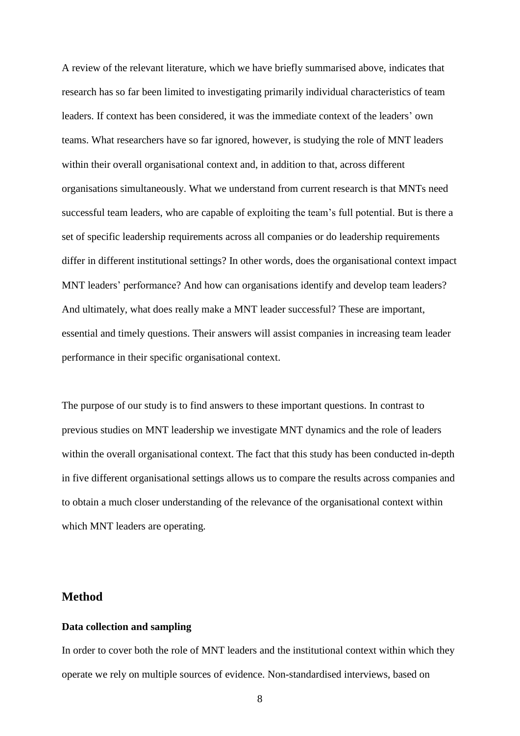A review of the relevant literature, which we have briefly summarised above, indicates that research has so far been limited to investigating primarily individual characteristics of team leaders. If context has been considered, it was the immediate context of the leaders' own teams. What researchers have so far ignored, however, is studying the role of MNT leaders within their overall organisational context and, in addition to that, across different organisations simultaneously. What we understand from current research is that MNTs need successful team leaders, who are capable of exploiting the team's full potential. But is there a set of specific leadership requirements across all companies or do leadership requirements differ in different institutional settings? In other words, does the organisational context impact MNT leaders' performance? And how can organisations identify and develop team leaders? And ultimately, what does really make a MNT leader successful? These are important, essential and timely questions. Their answers will assist companies in increasing team leader performance in their specific organisational context.

The purpose of our study is to find answers to these important questions. In contrast to previous studies on MNT leadership we investigate MNT dynamics and the role of leaders within the overall organisational context. The fact that this study has been conducted in-depth in five different organisational settings allows us to compare the results across companies and to obtain a much closer understanding of the relevance of the organisational context within which MNT leaders are operating.

## Method

### Data collection and sampling

In order to cover both the role of MNT leaders and the institutional context within which they operate we rely on multiple sources of evidence. Non-standardised interviews, based on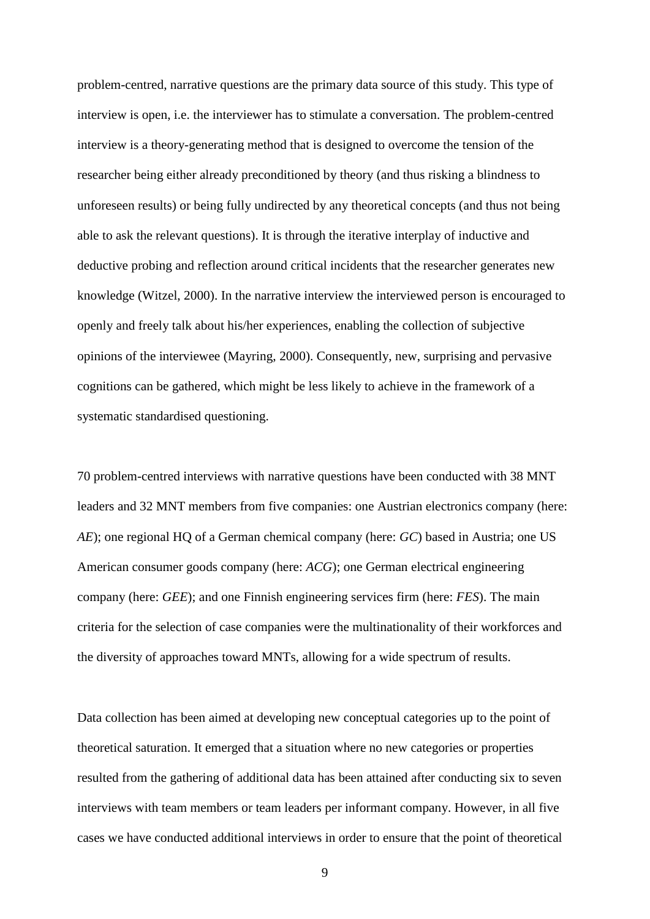problem-centred, narrative questions are the primary data source of this study. This type of interview is open, i.e. the interviewer has to stimulate a conversation. The problem-centred interview is a theory-generating method that is designed to overcome the tension of the researcher being either already preconditioned by theory (and thus risking a blindness to unforeseen results) or being fully undirected by any theoretical concepts (and thus not being able to ask the relevant questions). It is through the iterative interplay of inductive and deductive probing and reflection around critical incidents that the researcher generates new knowledge (Witzel, 2000). In the narrative interview the interviewed person is encouraged to openly and freely talk about his/her experiences, enabling the collection of subjective opinions of the interviewee (Mayring, 2000). Consequently, new, surprising and pervasive cognitions can be gathered, which might be less likely to achieve in the framework of a systematic standardised questioning.

70 problem-centred interviews with narrative questions have been conducted with 38 MNT leaders and 32 MNT members from five companies: one Austrian electronics company (here: *AE*); one regional HQ of a German chemical company (here: *GC*) based in Austria; one US American consumer goods company (here: *ACG*); one German electrical engineering company (here: *GEE*); and one Finnish engineering services firm (here: *FES*). The main criteria for the selection of case companies were the multinationality of their workforces and the diversity of approaches toward MNTs, allowing for a wide spectrum of results.

Data collection has been aimed at developing new conceptual categories up to the point of theoretical saturation. It emerged that a situation where no new categories or properties resulted from the gathering of additional data has been attained after conducting six to seven interviews with team members or team leaders per informant company. However, in all five cases we have conducted additional interviews in order to ensure that the point of theoretical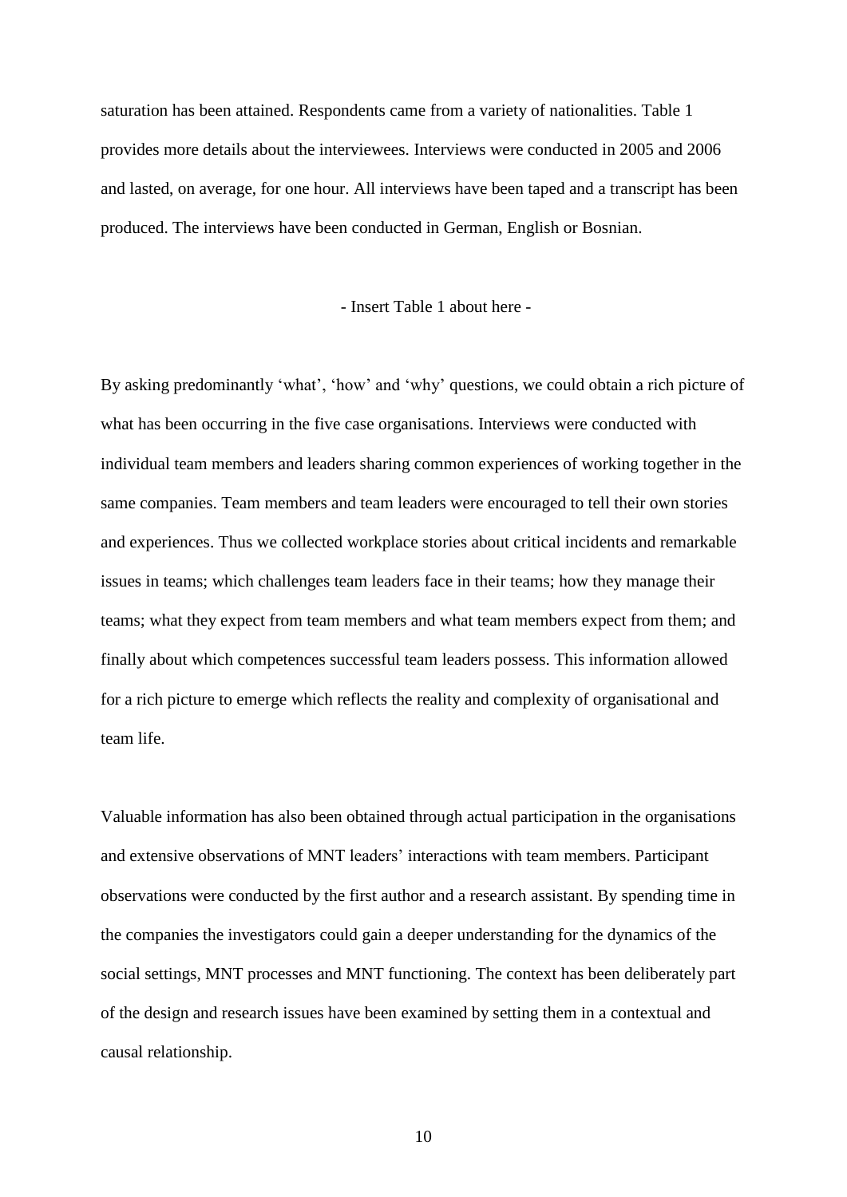saturation has been attained. Respondents came from a variety of nationalities. Table 1 provides more details about the interviewees. Interviews were conducted in 2005 and 2006 and lasted, on average, for one hour. All interviews have been taped and a transcript has been produced. The interviews have been conducted in German, English or Bosnian.

- Insert Table 1 about here -

By asking predominantly 'what', 'how' and 'why' questions, we could obtain a rich picture of what has been occurring in the five case organisations. Interviews were conducted with individual team members and leaders sharing common experiences of working together in the same companies. Team members and team leaders were encouraged to tell their own stories and experiences. Thus we collected workplace stories about critical incidents and remarkable issues in teams; which challenges team leaders face in their teams; how they manage their teams; what they expect from team members and what team members expect from them; and finally about which competences successful team leaders possess. This information allowed for a rich picture to emerge which reflects the reality and complexity of organisational and team life.

Valuable information has also been obtained through actual participation in the organisations and extensive observations of MNT leaders' interactions with team members. Participant observations were conducted by the first author and a research assistant. By spending time in the companies the investigators could gain a deeper understanding for the dynamics of the social settings, MNT processes and MNT functioning. The context has been deliberately part of the design and research issues have been examined by setting them in a contextual and causal relationship.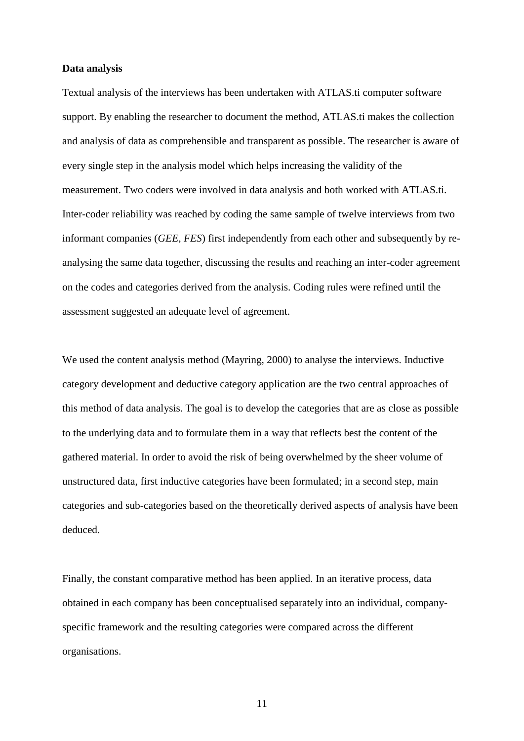**Data analysis**

Textual analysis of the interviews has been undertaken with ATLAS.ti computer software support. By enabling the researcher to document the method, ATLAS.ti makes the collection and analysis of data as comprehensible and transparent as possible. The researcher is aware of every single step in the analysis model which helps increasing the validity of the measurement. Two coders were involved in data analysis and both worked with ATLAS.ti. Inter-coder reliability was reached by coding the same sample of twelve interviews from two informant companies (*GEE, FES*) first independently from each other and subsequently by re-analysing the same data together, discussing the results and reaching an inter-coder agreement on the codes and categories derived from the analysis. Coding rules were refined until the assessment suggested an adequate level of agreement.

We used the content analysis method (Mayring, 2000) to analyse the interviews. Inductive category development and deductive category application are the two central approaches of this method of data analysis. The goal is to develop the categories that are as close as possible to the underlying data and to formulate them in a way that reflects best the content of the gathered material. In order to avoid the risk of being overwhelmed by the sheer volume of unstructured data, first inductive categories have been formulated; in a second step, main categories and sub-categories based on the theoretically derived aspects of analysis have been deduced.

Finally, the constant comparative method has been applied. In an iterative process, data obtained in each company has been conceptualised separately into an individual, company-specific framework and the resulting categories were compared across the different organisations.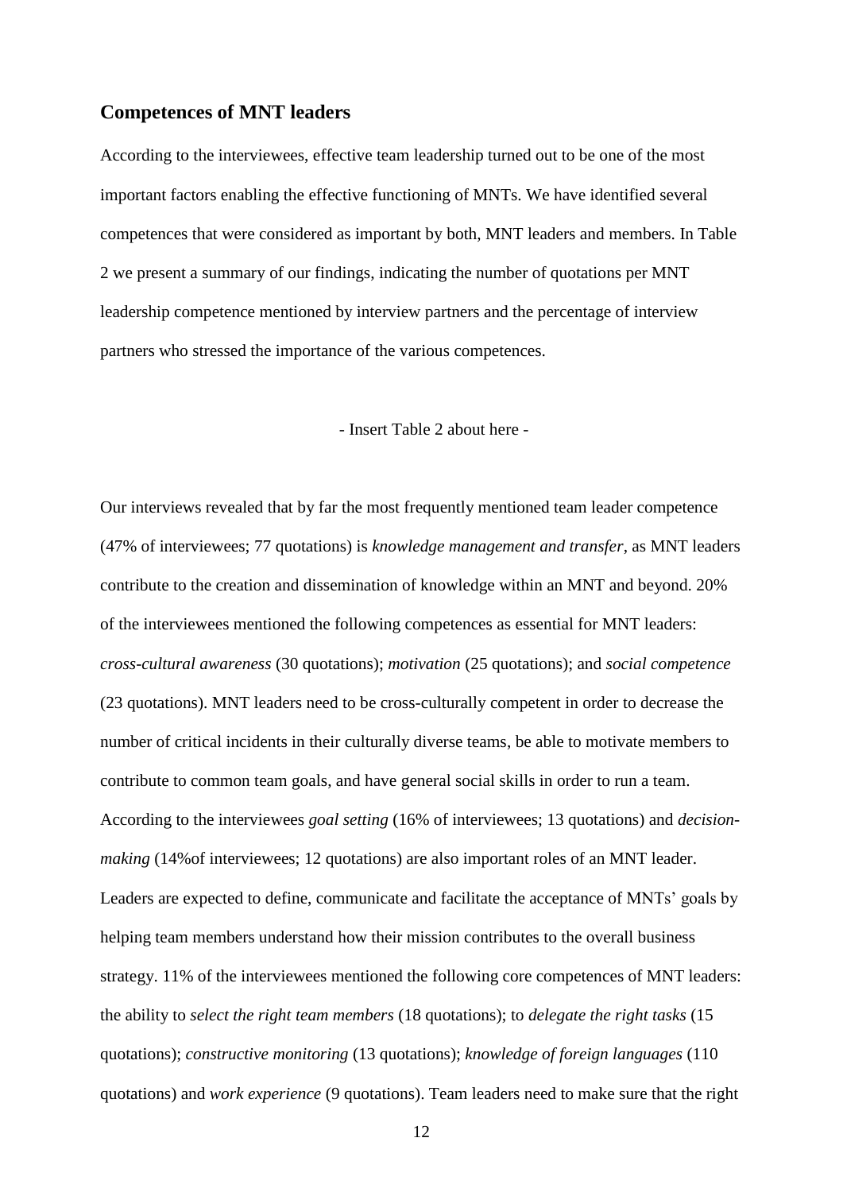## Competences of MNT leaders

According to the interviewees, effective team leadership turned out to be one of the most important factors enabling the effective functioning of MNTs. We have identified several competences that were considered as important by both, MNT leaders and members. In Table 2 we present a summary of our findings, indicating the number of quotations per MNT leadership competence mentioned by interview partners and the percentage of interview partners who stressed the importance of the various competences.

- Insert Table 2 about here -

Our interviews revealed that by far the most frequently mentioned team leader competence (47% of interviewees; 77 quotations) is *knowledge management and transfer*, as MNT leaders contribute to the creation and dissemination of knowledge within an MNT and beyond. 20% of the interviewees mentioned the following competences as essential for MNT leaders: *cross-cultural awareness* (30 quotations); *motivation* (25 quotations); and *social competence* (23 quotations). MNT leaders need to be cross-culturally competent in order to decrease the number of critical incidents in their culturally diverse teams, be able to motivate members to contribute to common team goals, and have general social skills in order to run a team. According to the interviewees *goal setting* (16% of interviewees; 13 quotations) and *decision-making* (14%of interviewees; 12 quotations) are also important roles of an MNT leader. Leaders are expected to define, communicate and facilitate the acceptance of MNTs' goals by helping team members understand how their mission contributes to the overall business strategy. 11% of the interviewees mentioned the following core competences of MNT leaders: the ability to *select the right team members* (18 quotations); to *delegate the right tasks* (15 quotations); *constructive monitoring* (13 quotations); *knowledge of foreign languages* (110 quotations) and *work experience* (9 quotations). Team leaders need to make sure that the right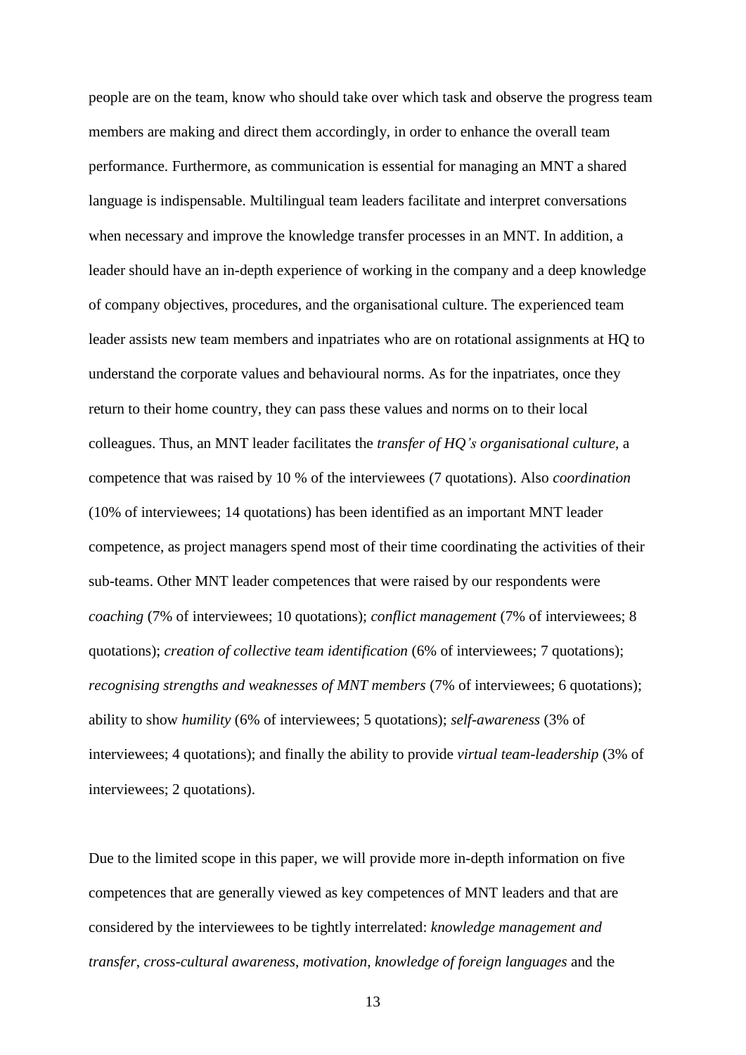people are on the team, know who should take over which task and observe the progress team members are making and direct them accordingly, in order to enhance the overall team performance. Furthermore, as communication is essential for managing an MNT a shared language is indispensable. Multilingual team leaders facilitate and interpret conversations when necessary and improve the knowledge transfer processes in an MNT. In addition, a leader should have an in-depth experience of working in the company and a deep knowledge of company objectives, procedures, and the organisational culture. The experienced team leader assists new team members and inpatriates who are on rotational assignments at HQ to understand the corporate values and behavioural norms. As for the inpatriates, once they return to their home country, they can pass these values and norms on to their local colleagues. Thus, an MNT leader facilitates the *transfer of HQ's organisational culture*, a competence that was raised by 10 % of the interviewees (7 quotations). Also *coordination* (10% of interviewees; 14 quotations) has been identified as an important MNT leader competence, as project managers spend most of their time coordinating the activities of their sub-teams. Other MNT leader competences that were raised by our respondents were *coaching* (7% of interviewees; 10 quotations); *conflict management* (7% of interviewees; 8 quotations); *creation of collective team identification* (6% of interviewees; 7 quotations); *recognising strengths and weaknesses of MNT members* (7% of interviewees; 6 quotations); ability to show *humility* (6% of interviewees; 5 quotations); *self-awareness* (3% of interviewees; 4 quotations); and finally the ability to provide *virtual team-leadership* (3% of interviewees; 2 quotations).

Due to the limited scope in this paper, we will provide more in-depth information on five competences that are generally viewed as key competences of MNT leaders and that are considered by the interviewees to be tightly interrelated: *knowledge management and transfer*, *cross-cultural awareness*, *motivation*, *knowledge of foreign languages* and the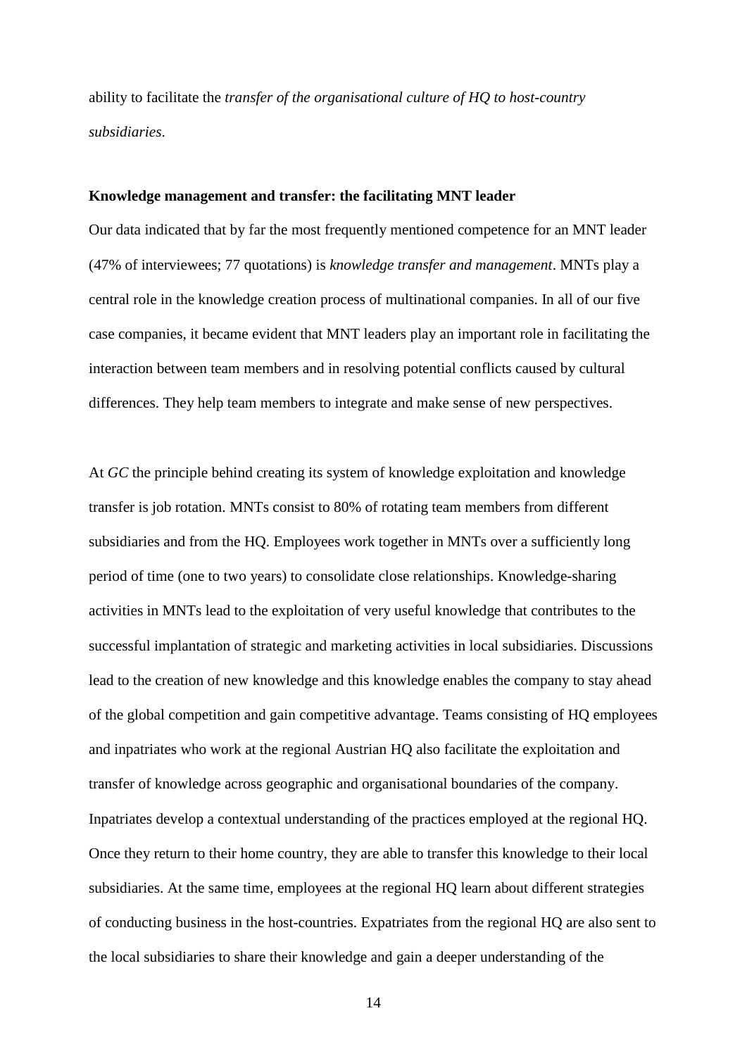ability to facilitate the *transfer of the organisational culture of HQ to host-country subsidiaries*.

**Knowledge management and transfer: the facilitating MNT leader**

Our data indicated that by far the most frequently mentioned competence for an MNT leader (47% of interviewees; 77 quotations) is *knowledge transfer and management*. MNTs play a central role in the knowledge creation process of multinational companies. In all of our five case companies, it became evident that MNT leaders play an important role in facilitating the interaction between team members and in resolving potential conflicts caused by cultural differences. They help team members to integrate and make sense of new perspectives.

At *GC* the principle behind creating its system of knowledge exploitation and knowledge transfer is job rotation. MNTs consist to 80% of rotating team members from different subsidiaries and from the HQ. Employees work together in MNTs over a sufficiently long period of time (one to two years) to consolidate close relationships. Knowledge-sharing activities in MNTs lead to the exploitation of very useful knowledge that contributes to the successful implantation of strategic and marketing activities in local subsidiaries. Discussions lead to the creation of new knowledge and this knowledge enables the company to stay ahead of the global competition and gain competitive advantage. Teams consisting of HQ employees and inpatriates who work at the regional Austrian HQ also facilitate the exploitation and transfer of knowledge across geographic and organisational boundaries of the company. Inpatriates develop a contextual understanding of the practices employed at the regional HQ. Once they return to their home country, they are able to transfer this knowledge to their local subsidiaries. At the same time, employees at the regional HQ learn about different strategies of conducting business in the host-countries. Expatriates from the regional HQ are also sent to the local subsidiaries to share their knowledge and gain a deeper understanding of the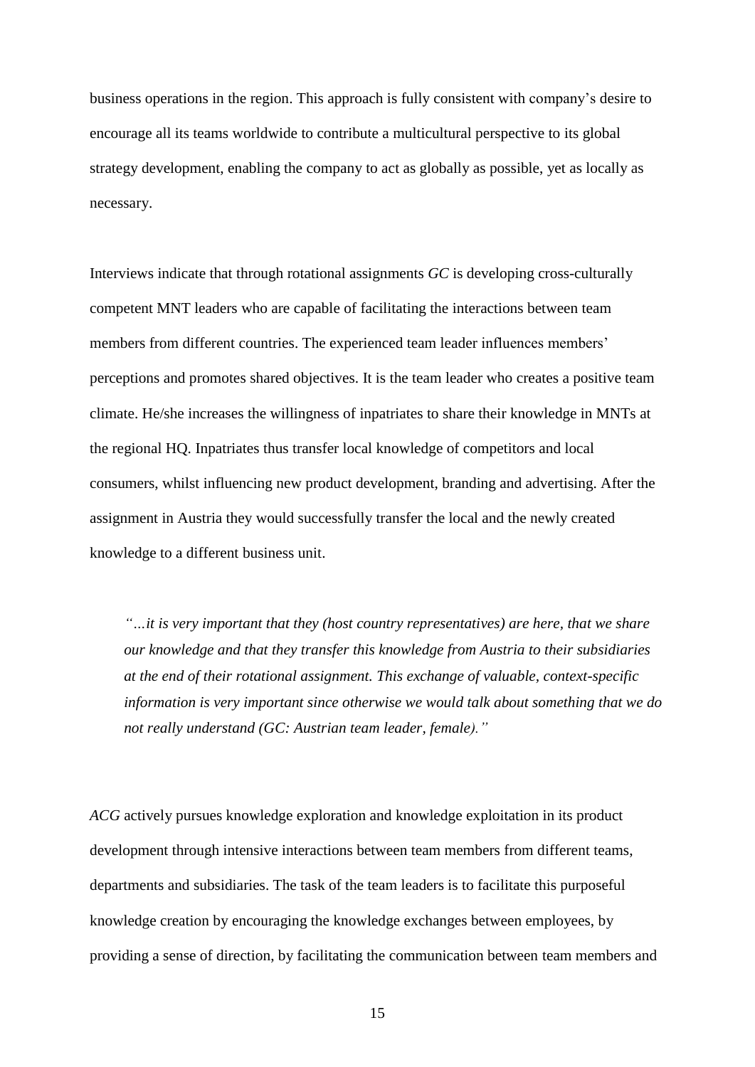business operations in the region. This approach is fully consistent with company's desire to encourage all its teams worldwide to contribute a multicultural perspective to its global strategy development, enabling the company to act as globally as possible, yet as locally as necessary.

Interviews indicate that through rotational assignments *GC* is developing cross-culturally competent MNT leaders who are capable of facilitating the interactions between team members from different countries. The experienced team leader influences members' perceptions and promotes shared objectives. It is the team leader who creates a positive team climate. He/she increases the willingness of inpatriates to share their knowledge in MNTs at the regional HQ. Inpatriates thus transfer local knowledge of competitors and local consumers, whilst influencing new product development, branding and advertising. After the assignment in Austria they would successfully transfer the local and the newly created knowledge to a different business unit.

> *"…it is very important that they (host country representatives) are here, that we share our knowledge and that they transfer this knowledge from Austria to their subsidiaries at the end of their rotational assignment. This exchange of valuable, context-specific information is very important since otherwise we would talk about something that we do not really understand (GC: Austrian team leader, female)."*

*ACG* actively pursues knowledge exploration and knowledge exploitation in its product development through intensive interactions between team members from different teams, departments and subsidiaries. The task of the team leaders is to facilitate this purposeful knowledge creation by encouraging the knowledge exchanges between employees, by providing a sense of direction, by facilitating the communication between team members and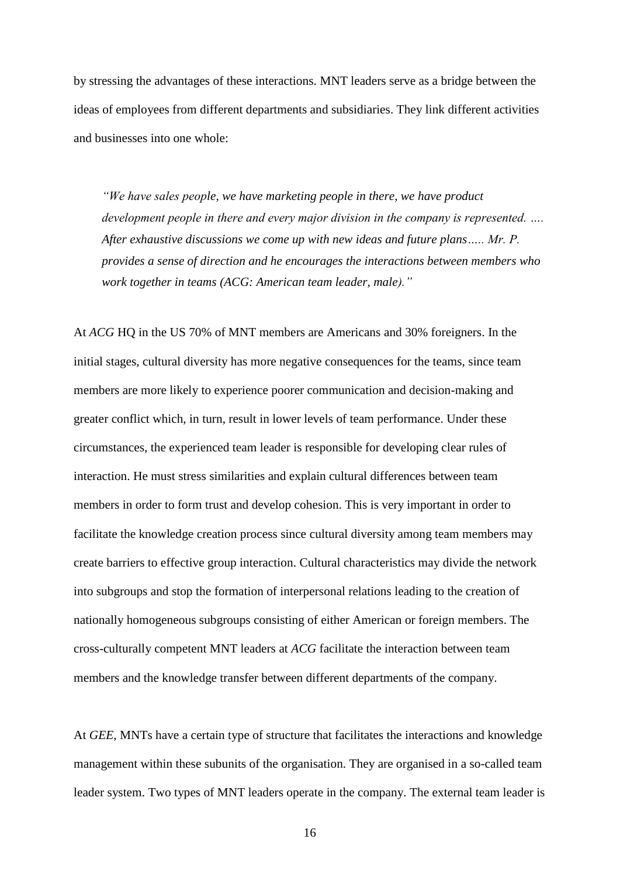by stressing the advantages of these interactions. MNT leaders serve as a bridge between the ideas of employees from different departments and subsidiaries. They link different activities and businesses into one whole:

> *"We have sales people, we have marketing people in there, we have product development people in there and every major division in the company is represented. …. After exhaustive discussions we come up with new ideas and future plans….. Mr. P. provides a sense of direction and he encourages the interactions between members who work together in teams (ACG: American team leader, male)."*

At *ACG* HQ in the US 70% of MNT members are Americans and 30% foreigners. In the initial stages, cultural diversity has more negative consequences for the teams, since team members are more likely to experience poorer communication and decision-making and greater conflict which, in turn, result in lower levels of team performance. Under these circumstances, the experienced team leader is responsible for developing clear rules of interaction. He must stress similarities and explain cultural differences between team members in order to form trust and develop cohesion. This is very important in order to facilitate the knowledge creation process since cultural diversity among team members may create barriers to effective group interaction. Cultural characteristics may divide the network into subgroups and stop the formation of interpersonal relations leading to the creation of nationally homogeneous subgroups consisting of either American or foreign members. The cross-culturally competent MNT leaders at *ACG* facilitate the interaction between team members and the knowledge transfer between different departments of the company.

At *GEE*, MNTs have a certain type of structure that facilitates the interactions and knowledge management within these subunits of the organisation. They are organised in a so-called team leader system. Two types of MNT leaders operate in the company. The external team leader is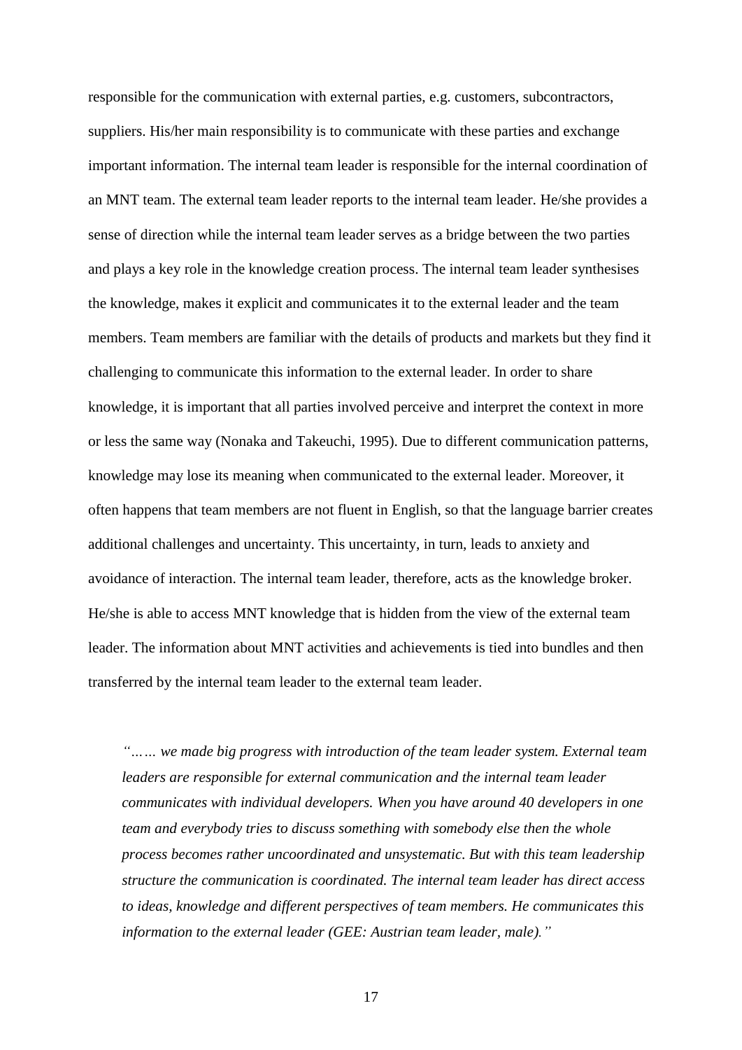responsible for the communication with external parties, e.g. customers, subcontractors, suppliers. His/her main responsibility is to communicate with these parties and exchange important information. The internal team leader is responsible for the internal coordination of an MNT team. The external team leader reports to the internal team leader. He/she provides a sense of direction while the internal team leader serves as a bridge between the two parties and plays a key role in the knowledge creation process. The internal team leader synthesises the knowledge, makes it explicit and communicates it to the external leader and the team members. Team members are familiar with the details of products and markets but they find it challenging to communicate this information to the external leader. In order to share knowledge, it is important that all parties involved perceive and interpret the context in more or less the same way (Nonaka and Takeuchi, 1995). Due to different communication patterns, knowledge may lose its meaning when communicated to the external leader. Moreover, it often happens that team members are not fluent in English, so that the language barrier creates additional challenges and uncertainty. This uncertainty, in turn, leads to anxiety and avoidance of interaction. The internal team leader, therefore, acts as the knowledge broker. He/she is able to access MNT knowledge that is hidden from the view of the external team leader. The information about MNT activities and achievements is tied into bundles and then transferred by the internal team leader to the external team leader.

> *"…… we made big progress with introduction of the team leader system. External team leaders are responsible for external communication and the internal team leader communicates with individual developers. When you have around 40 developers in one team and everybody tries to discuss something with somebody else then the whole process becomes rather uncoordinated and unsystematic. But with this team leadership structure the communication is coordinated. The internal team leader has direct access to ideas, knowledge and different perspectives of team members. He communicates this information to the external leader (GEE: Austrian team leader, male)."*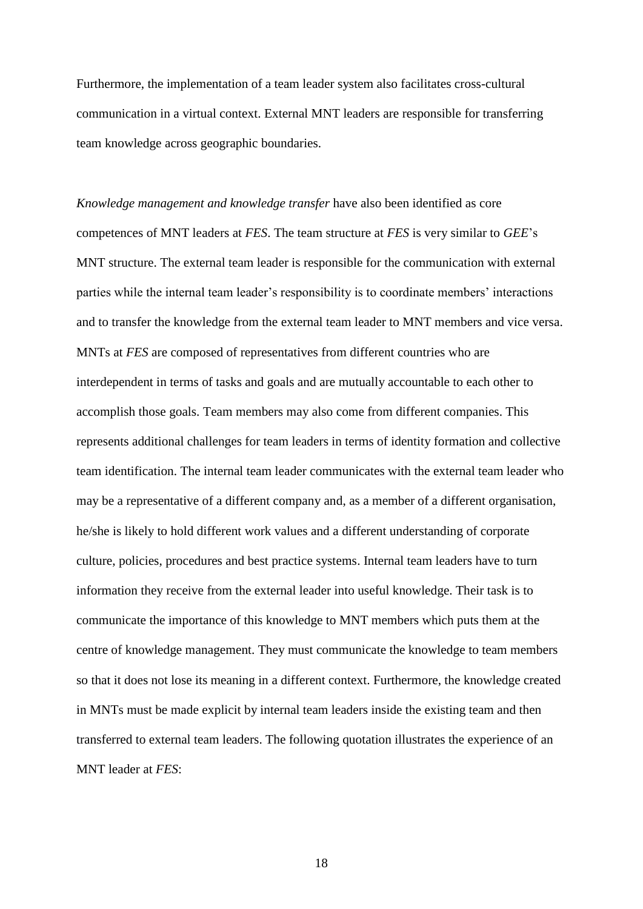Furthermore, the implementation of a team leader system also facilitates cross-cultural communication in a virtual context. External MNT leaders are responsible for transferring team knowledge across geographic boundaries.

*Knowledge management and knowledge transfer* have also been identified as core competences of MNT leaders at *FES*. The team structure at *FES* is very similar to *GEE*'s MNT structure. The external team leader is responsible for the communication with external parties while the internal team leader's responsibility is to coordinate members' interactions and to transfer the knowledge from the external team leader to MNT members and vice versa. MNTs at *FES* are composed of representatives from different countries who are interdependent in terms of tasks and goals and are mutually accountable to each other to accomplish those goals. Team members may also come from different companies. This represents additional challenges for team leaders in terms of identity formation and collective team identification. The internal team leader communicates with the external team leader who may be a representative of a different company and, as a member of a different organisation, he/she is likely to hold different work values and a different understanding of corporate culture, policies, procedures and best practice systems. Internal team leaders have to turn information they receive from the external leader into useful knowledge. Their task is to communicate the importance of this knowledge to MNT members which puts them at the centre of knowledge management. They must communicate the knowledge to team members so that it does not lose its meaning in a different context. Furthermore, the knowledge created in MNTs must be made explicit by internal team leaders inside the existing team and then transferred to external team leaders. The following quotation illustrates the experience of an MNT leader at *FES*: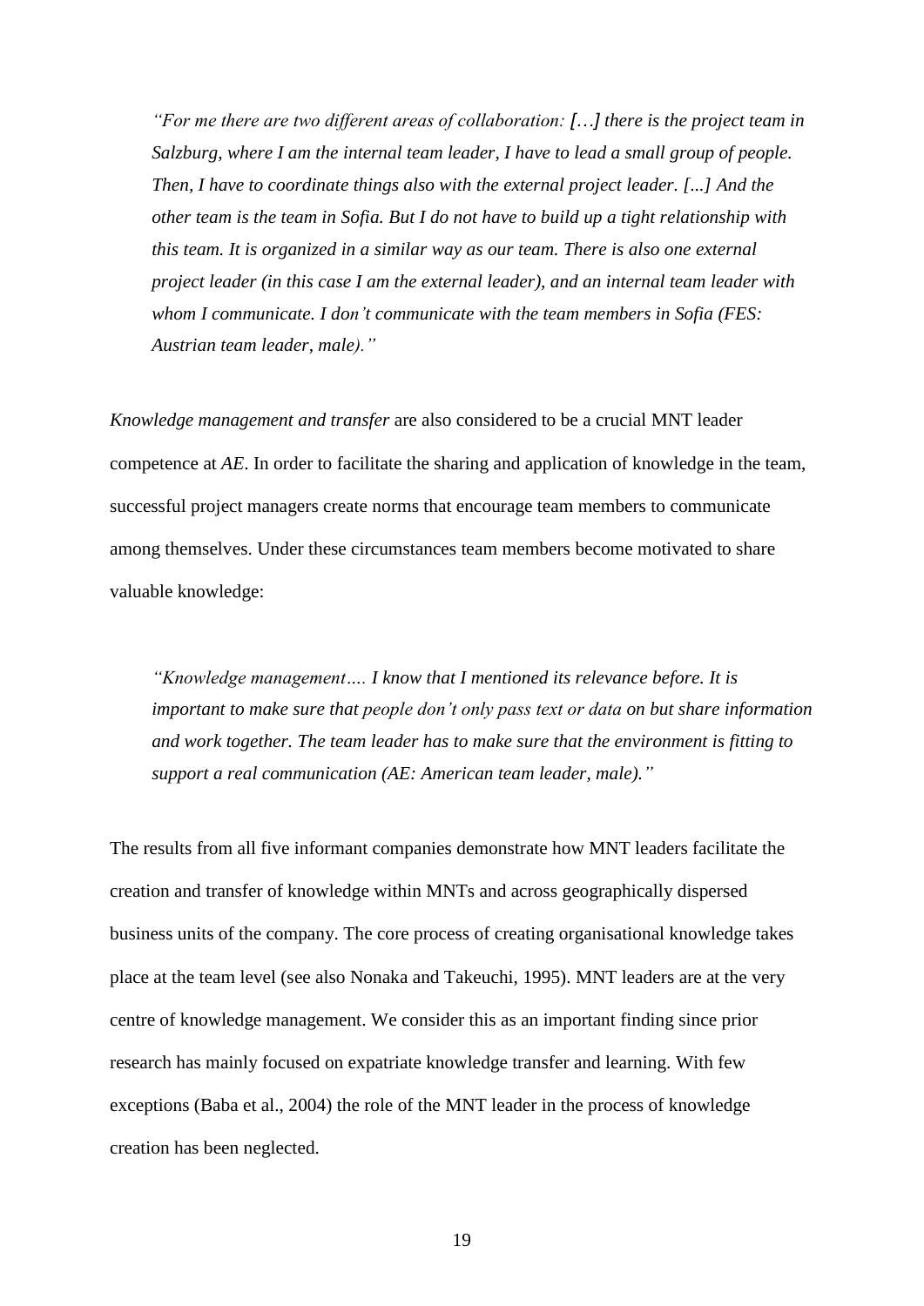> *"For me there are two different areas of collaboration: […] there is the project team in Salzburg, where I am the internal team leader, I have to lead a small group of people. Then, I have to coordinate things also with the external project leader. [...] And the other team is the team in Sofia. But I do not have to build up a tight relationship with this team. It is organized in a similar way as our team. There is also one external project leader (in this case I am the external leader), and an internal team leader with whom I communicate. I don't communicate with the team members in Sofia (FES: Austrian team leader, male)."*

*Knowledge management and transfer* are also considered to be a crucial MNT leader competence at *AE*. In order to facilitate the sharing and application of knowledge in the team, successful project managers create norms that encourage team members to communicate among themselves. Under these circumstances team members become motivated to share valuable knowledge:

> *"Knowledge management…. I know that I mentioned its relevance before. It is important to make sure that people don't only pass text or data on but share information and work together. The team leader has to make sure that the environment is fitting to support a real communication (AE: American team leader, male)."*

The results from all five informant companies demonstrate how MNT leaders facilitate the creation and transfer of knowledge within MNTs and across geographically dispersed business units of the company. The core process of creating organisational knowledge takes place at the team level (see also Nonaka and Takeuchi, 1995). MNT leaders are at the very centre of knowledge management. We consider this as an important finding since prior research has mainly focused on expatriate knowledge transfer and learning. With few exceptions (Baba et al., 2004) the role of the MNT leader in the process of knowledge creation has been neglected.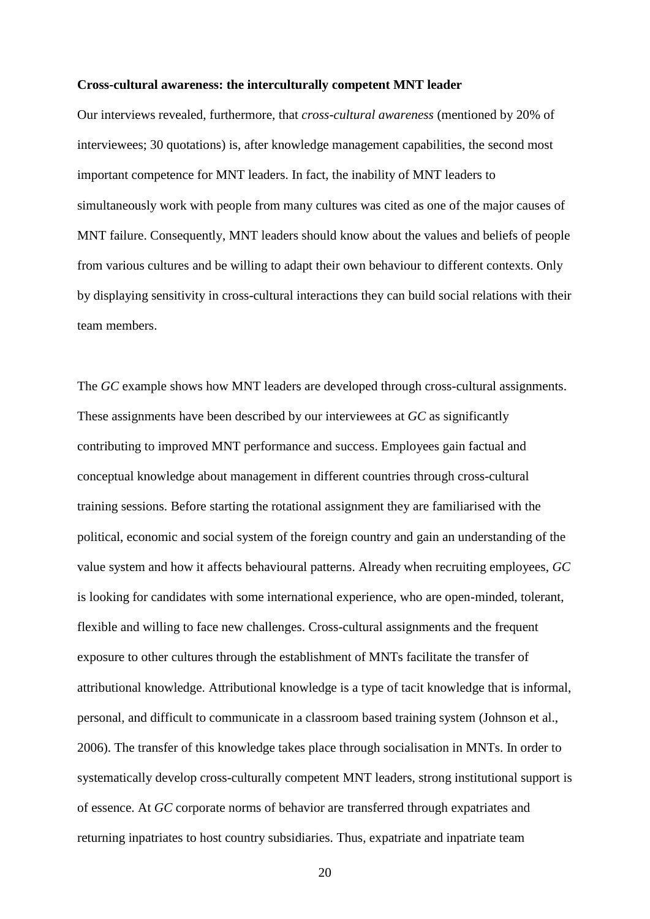**Cross-cultural awareness: the interculturally competent MNT leader**

Our interviews revealed, furthermore, that *cross-cultural awareness* (mentioned by 20% of interviewees; 30 quotations) is, after knowledge management capabilities, the second most important competence for MNT leaders. In fact, the inability of MNT leaders to simultaneously work with people from many cultures was cited as one of the major causes of MNT failure. Consequently, MNT leaders should know about the values and beliefs of people from various cultures and be willing to adapt their own behaviour to different contexts. Only by displaying sensitivity in cross-cultural interactions they can build social relations with their team members.

The *GC* example shows how MNT leaders are developed through cross-cultural assignments. These assignments have been described by our interviewees at *GC* as significantly contributing to improved MNT performance and success. Employees gain factual and conceptual knowledge about management in different countries through cross-cultural training sessions. Before starting the rotational assignment they are familiarised with the political, economic and social system of the foreign country and gain an understanding of the value system and how it affects behavioural patterns. Already when recruiting employees, *GC* is looking for candidates with some international experience, who are open-minded, tolerant, flexible and willing to face new challenges. Cross-cultural assignments and the frequent exposure to other cultures through the establishment of MNTs facilitate the transfer of attributional knowledge. Attributional knowledge is a type of tacit knowledge that is informal, personal, and difficult to communicate in a classroom based training system (Johnson et al., 2006). The transfer of this knowledge takes place through socialisation in MNTs. In order to systematically develop cross-culturally competent MNT leaders, strong institutional support is of essence. At *GC* corporate norms of behavior are transferred through expatriates and returning inpatriates to host country subsidiaries. Thus, expatriate and inpatriate team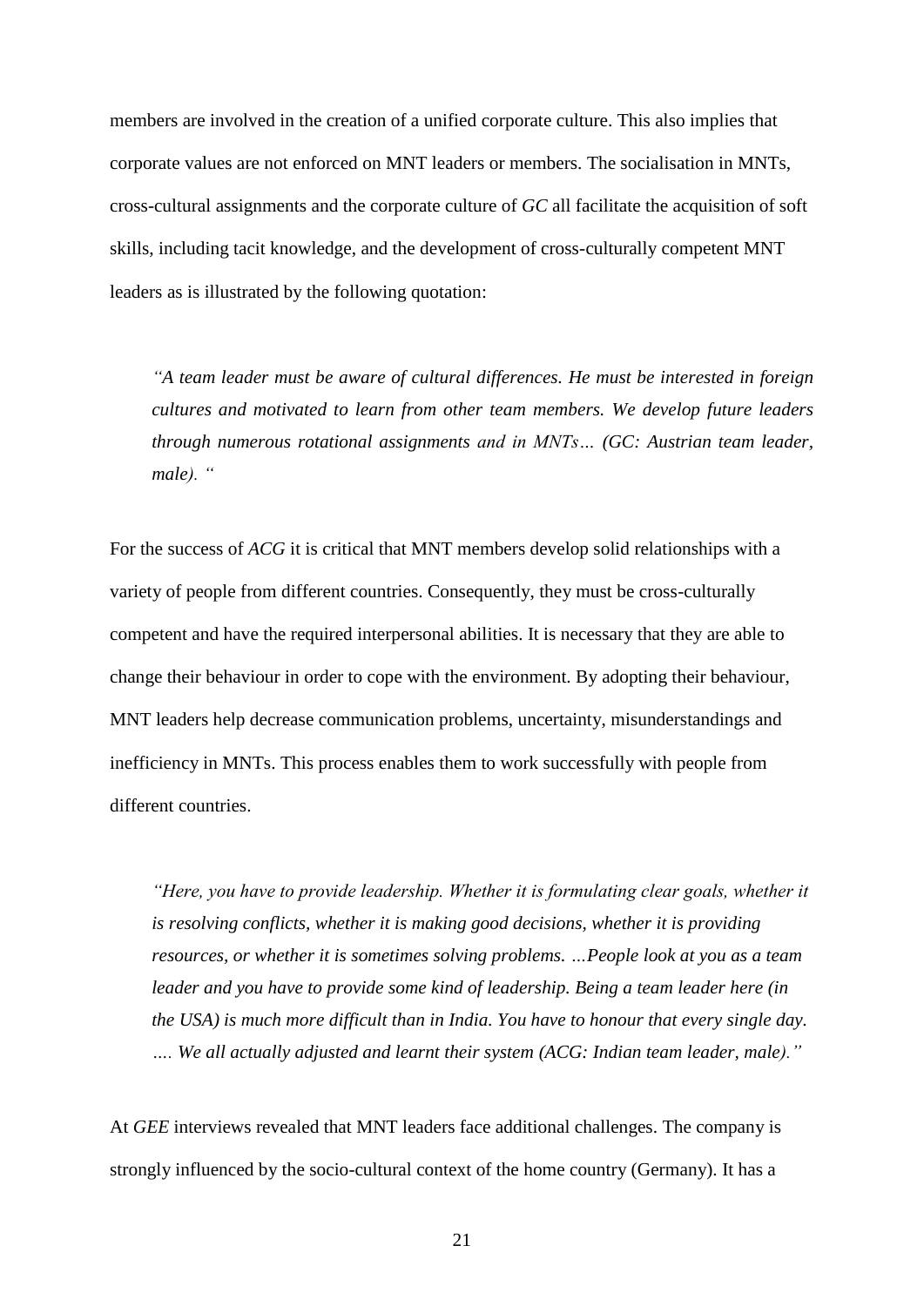members are involved in the creation of a unified corporate culture. This also implies that corporate values are not enforced on MNT leaders or members. The socialisation in MNTs, cross-cultural assignments and the corporate culture of *GC* all facilitate the acquisition of soft skills, including tacit knowledge, and the development of cross-culturally competent MNT leaders as is illustrated by the following quotation:

> *"A team leader must be aware of cultural differences. He must be interested in foreign cultures and motivated to learn from other team members. We develop future leaders through numerous rotational assignments and in MNTs… (GC: Austrian team leader, male). "*

For the success of *ACG* it is critical that MNT members develop solid relationships with a variety of people from different countries. Consequently, they must be cross-culturally competent and have the required interpersonal abilities. It is necessary that they are able to change their behaviour in order to cope with the environment. By adopting their behaviour, MNT leaders help decrease communication problems, uncertainty, misunderstandings and inefficiency in MNTs. This process enables them to work successfully with people from different countries.

> *"Here, you have to provide leadership. Whether it is formulating clear goals, whether it is resolving conflicts, whether it is making good decisions, whether it is providing resources, or whether it is sometimes solving problems. …People look at you as a team leader and you have to provide some kind of leadership. Being a team leader here (in the USA) is much more difficult than in India. You have to honour that every single day. …. We all actually adjusted and learnt their system (ACG: Indian team leader, male)."*

At *GEE* interviews revealed that MNT leaders face additional challenges. The company is strongly influenced by the socio-cultural context of the home country (Germany). It has a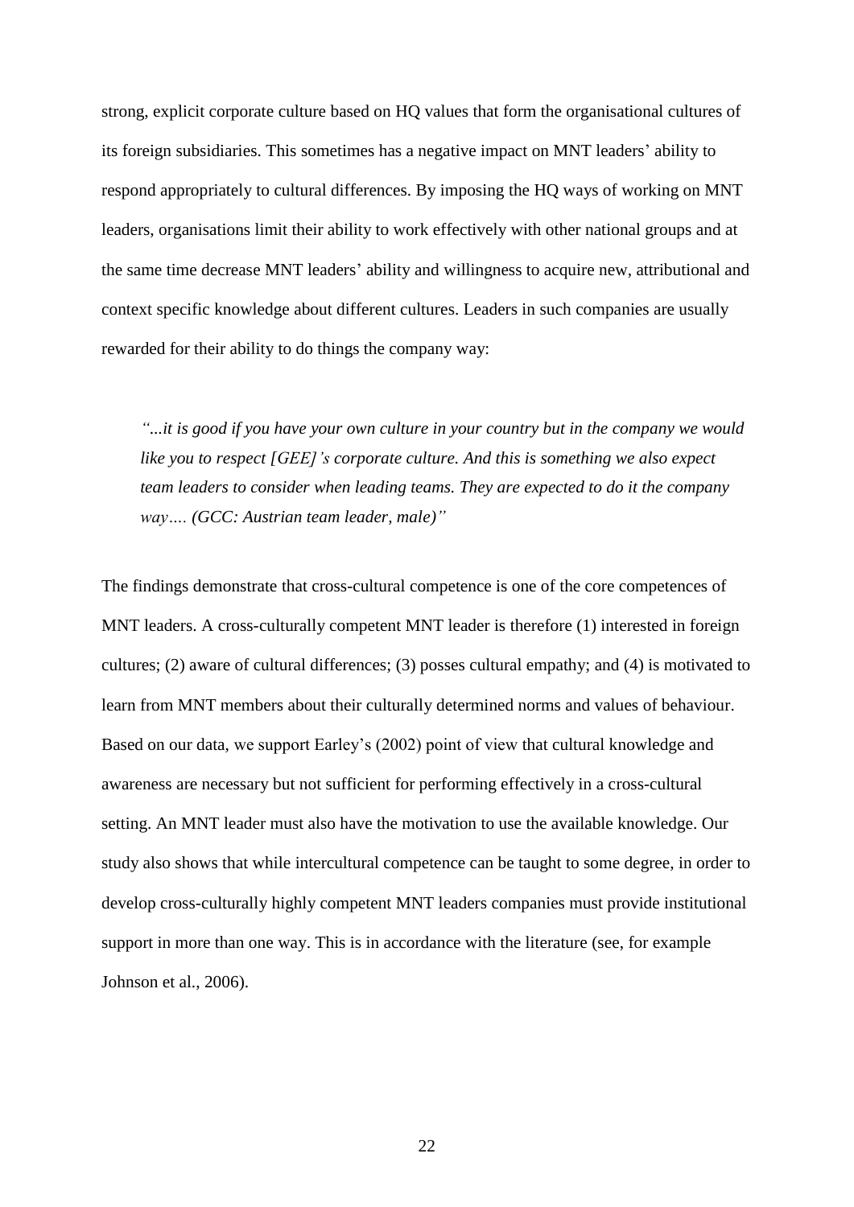strong, explicit corporate culture based on HQ values that form the organisational cultures of its foreign subsidiaries. This sometimes has a negative impact on MNT leaders' ability to respond appropriately to cultural differences. By imposing the HQ ways of working on MNT leaders, organisations limit their ability to work effectively with other national groups and at the same time decrease MNT leaders' ability and willingness to acquire new, attributional and context specific knowledge about different cultures. Leaders in such companies are usually rewarded for their ability to do things the company way:

> *"...it is good if you have your own culture in your country but in the company we would like you to respect [GEE]'s corporate culture. And this is something we also expect team leaders to consider when leading teams. They are expected to do it the company way…. (GCC: Austrian team leader, male)"*

The findings demonstrate that cross-cultural competence is one of the core competences of MNT leaders. A cross-culturally competent MNT leader is therefore (1) interested in foreign cultures; (2) aware of cultural differences; (3) posses cultural empathy; and (4) is motivated to learn from MNT members about their culturally determined norms and values of behaviour. Based on our data, we support Earley's (2002) point of view that cultural knowledge and awareness are necessary but not sufficient for performing effectively in a cross-cultural setting. An MNT leader must also have the motivation to use the available knowledge. Our study also shows that while intercultural competence can be taught to some degree, in order to develop cross-culturally highly competent MNT leaders companies must provide institutional support in more than one way. This is in accordance with the literature (see, for example Johnson et al., 2006).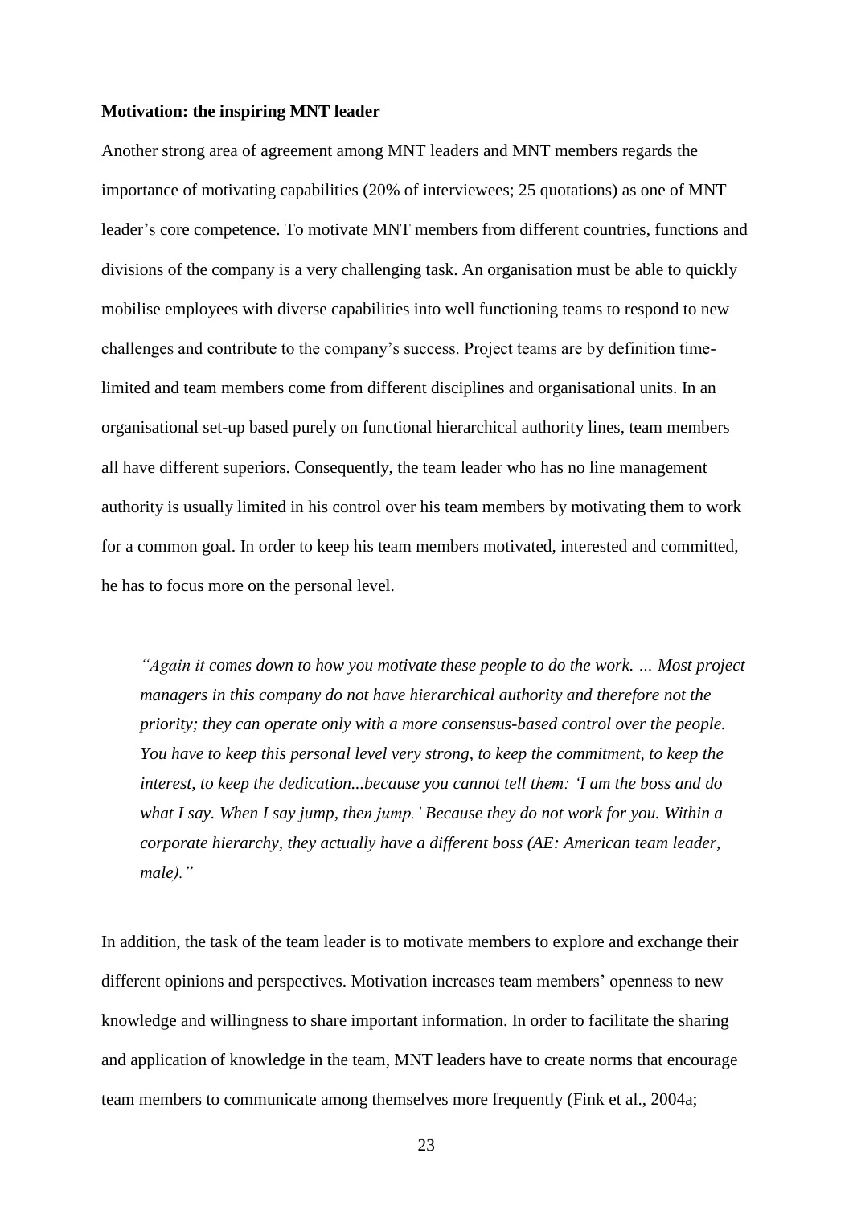**Motivation: the inspiring MNT leader**

Another strong area of agreement among MNT leaders and MNT members regards the importance of motivating capabilities (20% of interviewees; 25 quotations) as one of MNT leader's core competence. To motivate MNT members from different countries, functions and divisions of the company is a very challenging task. An organisation must be able to quickly mobilise employees with diverse capabilities into well functioning teams to respond to new challenges and contribute to the company's success. Project teams are by definition time-limited and team members come from different disciplines and organisational units. In an organisational set-up based purely on functional hierarchical authority lines, team members all have different superiors. Consequently, the team leader who has no line management authority is usually limited in his control over his team members by motivating them to work for a common goal. In order to keep his team members motivated, interested and committed, he has to focus more on the personal level.

> *"Again it comes down to how you motivate these people to do the work. … Most project managers in this company do not have hierarchical authority and therefore not the priority; they can operate only with a more consensus-based control over the people. You have to keep this personal level very strong, to keep the commitment, to keep the interest, to keep the dedication...because you cannot tell them: 'I am the boss and do what I say. When I say jump, then jump.' Because they do not work for you. Within a corporate hierarchy, they actually have a different boss (AE: American team leader, male)."*

In addition, the task of the team leader is to motivate members to explore and exchange their different opinions and perspectives. Motivation increases team members' openness to new knowledge and willingness to share important information. In order to facilitate the sharing and application of knowledge in the team, MNT leaders have to create norms that encourage team members to communicate among themselves more frequently (Fink et al., 2004a;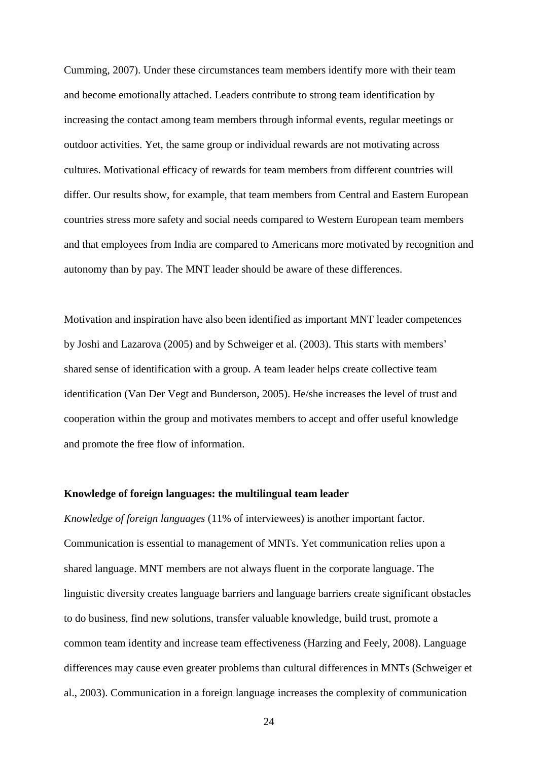Cumming, 2007). Under these circumstances team members identify more with their team and become emotionally attached. Leaders contribute to strong team identification by increasing the contact among team members through informal events, regular meetings or outdoor activities. Yet, the same group or individual rewards are not motivating across cultures. Motivational efficacy of rewards for team members from different countries will differ. Our results show, for example, that team members from Central and Eastern European countries stress more safety and social needs compared to Western European team members and that employees from India are compared to Americans more motivated by recognition and autonomy than by pay. The MNT leader should be aware of these differences.

Motivation and inspiration have also been identified as important MNT leader competences by Joshi and Lazarova (2005) and by Schweiger et al. (2003). This starts with members' shared sense of identification with a group. A team leader helps create collective team identification (Van Der Vegt and Bunderson, 2005). He/she increases the level of trust and cooperation within the group and motivates members to accept and offer useful knowledge and promote the free flow of information.

**Knowledge of foreign languages: the multilingual team leader**

*Knowledge of foreign languages* (11% of interviewees) is another important factor. Communication is essential to management of MNTs. Yet communication relies upon a shared language. MNT members are not always fluent in the corporate language. The linguistic diversity creates language barriers and language barriers create significant obstacles to do business, find new solutions, transfer valuable knowledge, build trust, promote a common team identity and increase team effectiveness (Harzing and Feely, 2008). Language differences may cause even greater problems than cultural differences in MNTs (Schweiger et al., 2003). Communication in a foreign language increases the complexity of communication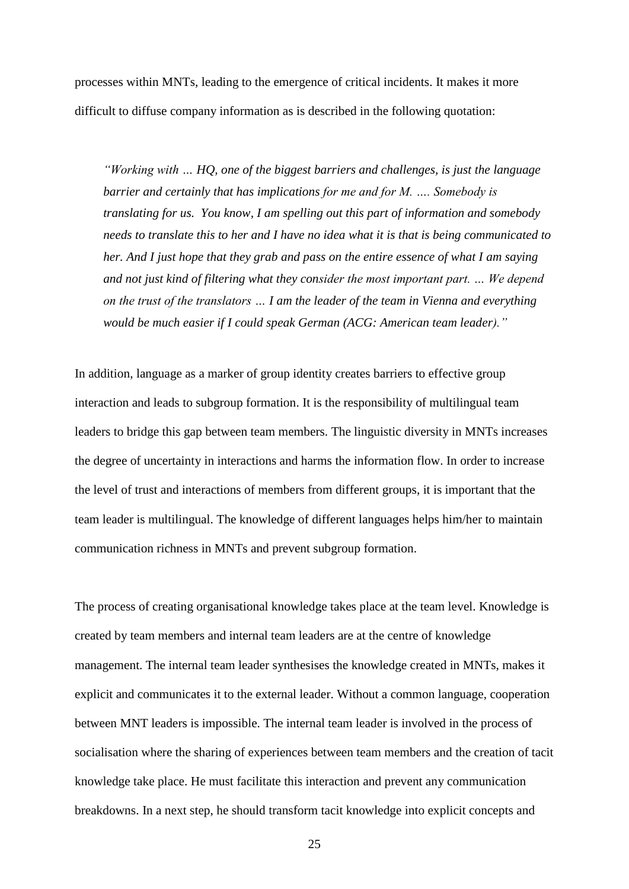processes within MNTs, leading to the emergence of critical incidents. It makes it more difficult to diffuse company information as is described in the following quotation:

> *"Working with … HQ, one of the biggest barriers and challenges, is just the language barrier and certainly that has implications for me and for M. …. Somebody is translating for us. You know, I am spelling out this part of information and somebody needs to translate this to her and I have no idea what it is that is being communicated to her. And I just hope that they grab and pass on the entire essence of what I am saying and not just kind of filtering what they consider the most important part. … We depend on the trust of the translators … I am the leader of the team in Vienna and everything would be much easier if I could speak German (ACG: American team leader)."*

In addition, language as a marker of group identity creates barriers to effective group interaction and leads to subgroup formation. It is the responsibility of multilingual team leaders to bridge this gap between team members. The linguistic diversity in MNTs increases the degree of uncertainty in interactions and harms the information flow. In order to increase the level of trust and interactions of members from different groups, it is important that the team leader is multilingual. The knowledge of different languages helps him/her to maintain communication richness in MNTs and prevent subgroup formation.

The process of creating organisational knowledge takes place at the team level. Knowledge is created by team members and internal team leaders are at the centre of knowledge management. The internal team leader synthesises the knowledge created in MNTs, makes it explicit and communicates it to the external leader. Without a common language, cooperation between MNT leaders is impossible. The internal team leader is involved in the process of socialisation where the sharing of experiences between team members and the creation of tacit knowledge take place. He must facilitate this interaction and prevent any communication breakdowns. In a next step, he should transform tacit knowledge into explicit concepts and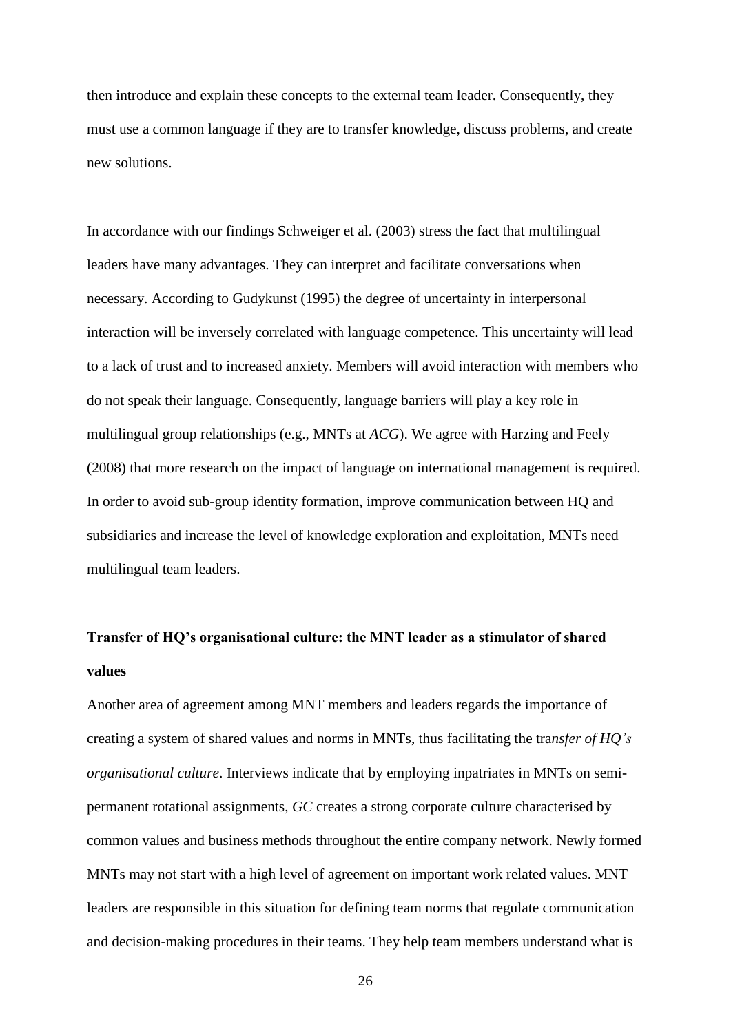then introduce and explain these concepts to the external team leader. Consequently, they must use a common language if they are to transfer knowledge, discuss problems, and create new solutions.

In accordance with our findings Schweiger et al. (2003) stress the fact that multilingual leaders have many advantages. They can interpret and facilitate conversations when necessary. According to Gudykunst (1995) the degree of uncertainty in interpersonal interaction will be inversely correlated with language competence. This uncertainty will lead to a lack of trust and to increased anxiety. Members will avoid interaction with members who do not speak their language. Consequently, language barriers will play a key role in multilingual group relationships (e.g., MNTs at *ACG*). We agree with Harzing and Feely (2008) that more research on the impact of language on international management is required. In order to avoid sub-group identity formation, improve communication between HQ and subsidiaries and increase the level of knowledge exploration and exploitation, MNTs need multilingual team leaders.

**Transfer of HQ's organisational culture: the MNT leader as a stimulator of shared values**

Another area of agreement among MNT members and leaders regards the importance of creating a system of shared values and norms in MNTs, thus facilitating the tra*nsfer of HQ's organisational culture*. Interviews indicate that by employing inpatriates in MNTs on semi-permanent rotational assignments, *GC* creates a strong corporate culture characterised by common values and business methods throughout the entire company network. Newly formed MNTs may not start with a high level of agreement on important work related values. MNT leaders are responsible in this situation for defining team norms that regulate communication and decision-making procedures in their teams. They help team members understand what is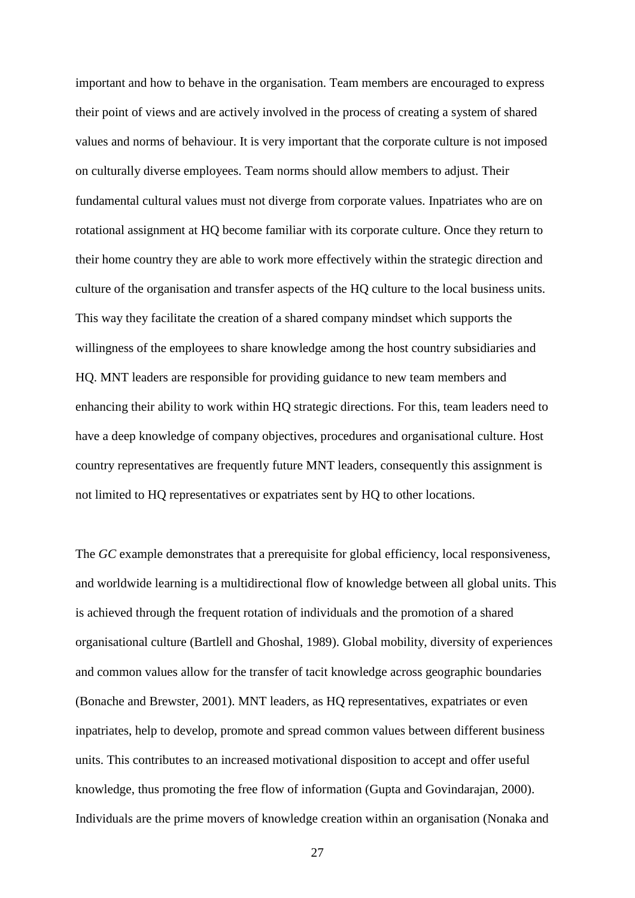important and how to behave in the organisation. Team members are encouraged to express their point of views and are actively involved in the process of creating a system of shared values and norms of behaviour. It is very important that the corporate culture is not imposed on culturally diverse employees. Team norms should allow members to adjust. Their fundamental cultural values must not diverge from corporate values. Inpatriates who are on rotational assignment at HQ become familiar with its corporate culture. Once they return to their home country they are able to work more effectively within the strategic direction and culture of the organisation and transfer aspects of the HQ culture to the local business units. This way they facilitate the creation of a shared company mindset which supports the willingness of the employees to share knowledge among the host country subsidiaries and HQ. MNT leaders are responsible for providing guidance to new team members and enhancing their ability to work within HQ strategic directions. For this, team leaders need to have a deep knowledge of company objectives, procedures and organisational culture. Host country representatives are frequently future MNT leaders, consequently this assignment is not limited to HQ representatives or expatriates sent by HQ to other locations.

The *GC* example demonstrates that a prerequisite for global efficiency, local responsiveness, and worldwide learning is a multidirectional flow of knowledge between all global units. This is achieved through the frequent rotation of individuals and the promotion of a shared organisational culture (Bartlell and Ghoshal, 1989). Global mobility, diversity of experiences and common values allow for the transfer of tacit knowledge across geographic boundaries (Bonache and Brewster, 2001). MNT leaders, as HQ representatives, expatriates or even inpatriates, help to develop, promote and spread common values between different business units. This contributes to an increased motivational disposition to accept and offer useful knowledge, thus promoting the free flow of information (Gupta and Govindarajan, 2000). Individuals are the prime movers of knowledge creation within an organisation (Nonaka and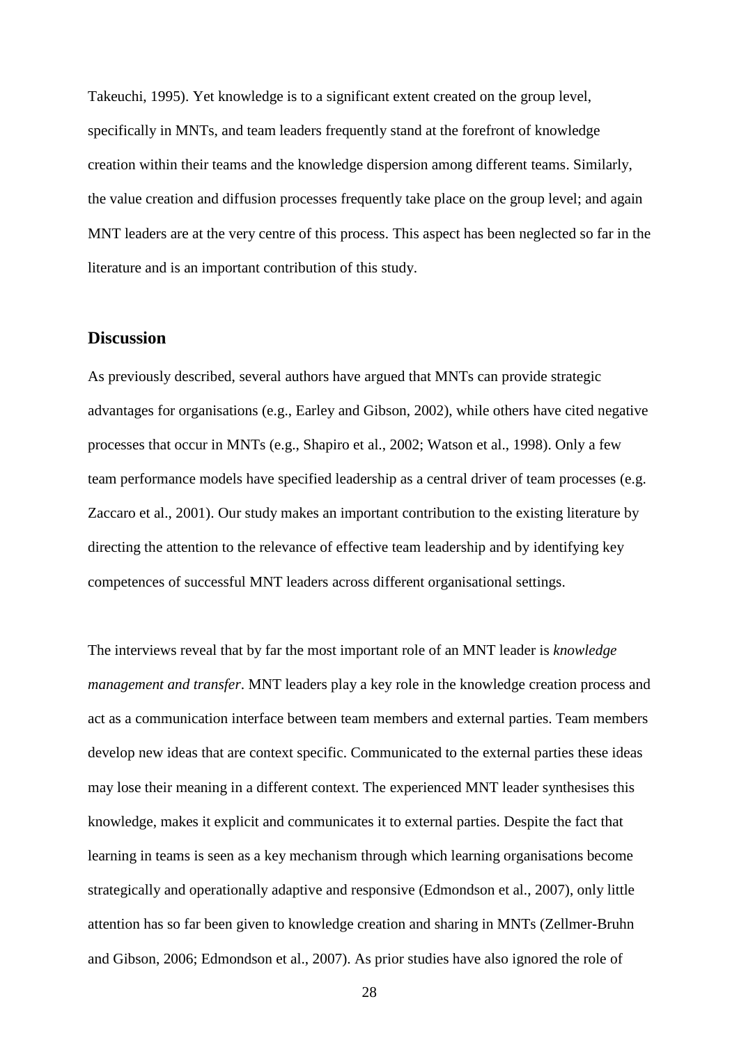Takeuchi, 1995). Yet knowledge is to a significant extent created on the group level, specifically in MNTs, and team leaders frequently stand at the forefront of knowledge creation within their teams and the knowledge dispersion among different teams. Similarly, the value creation and diffusion processes frequently take place on the group level; and again MNT leaders are at the very centre of this process. This aspect has been neglected so far in the literature and is an important contribution of this study.

## Discussion

As previously described, several authors have argued that MNTs can provide strategic advantages for organisations (e.g., Earley and Gibson, 2002), while others have cited negative processes that occur in MNTs (e.g., Shapiro et al., 2002; Watson et al., 1998). Only a few team performance models have specified leadership as a central driver of team processes (e.g. Zaccaro et al., 2001). Our study makes an important contribution to the existing literature by directing the attention to the relevance of effective team leadership and by identifying key competences of successful MNT leaders across different organisational settings.

The interviews reveal that by far the most important role of an MNT leader is *knowledge management and transfer*. MNT leaders play a key role in the knowledge creation process and act as a communication interface between team members and external parties. Team members develop new ideas that are context specific. Communicated to the external parties these ideas may lose their meaning in a different context. The experienced MNT leader synthesises this knowledge, makes it explicit and communicates it to external parties. Despite the fact that learning in teams is seen as a key mechanism through which learning organisations become strategically and operationally adaptive and responsive (Edmondson et al., 2007), only little attention has so far been given to knowledge creation and sharing in MNTs (Zellmer-Bruhn and Gibson, 2006; Edmondson et al., 2007). As prior studies have also ignored the role of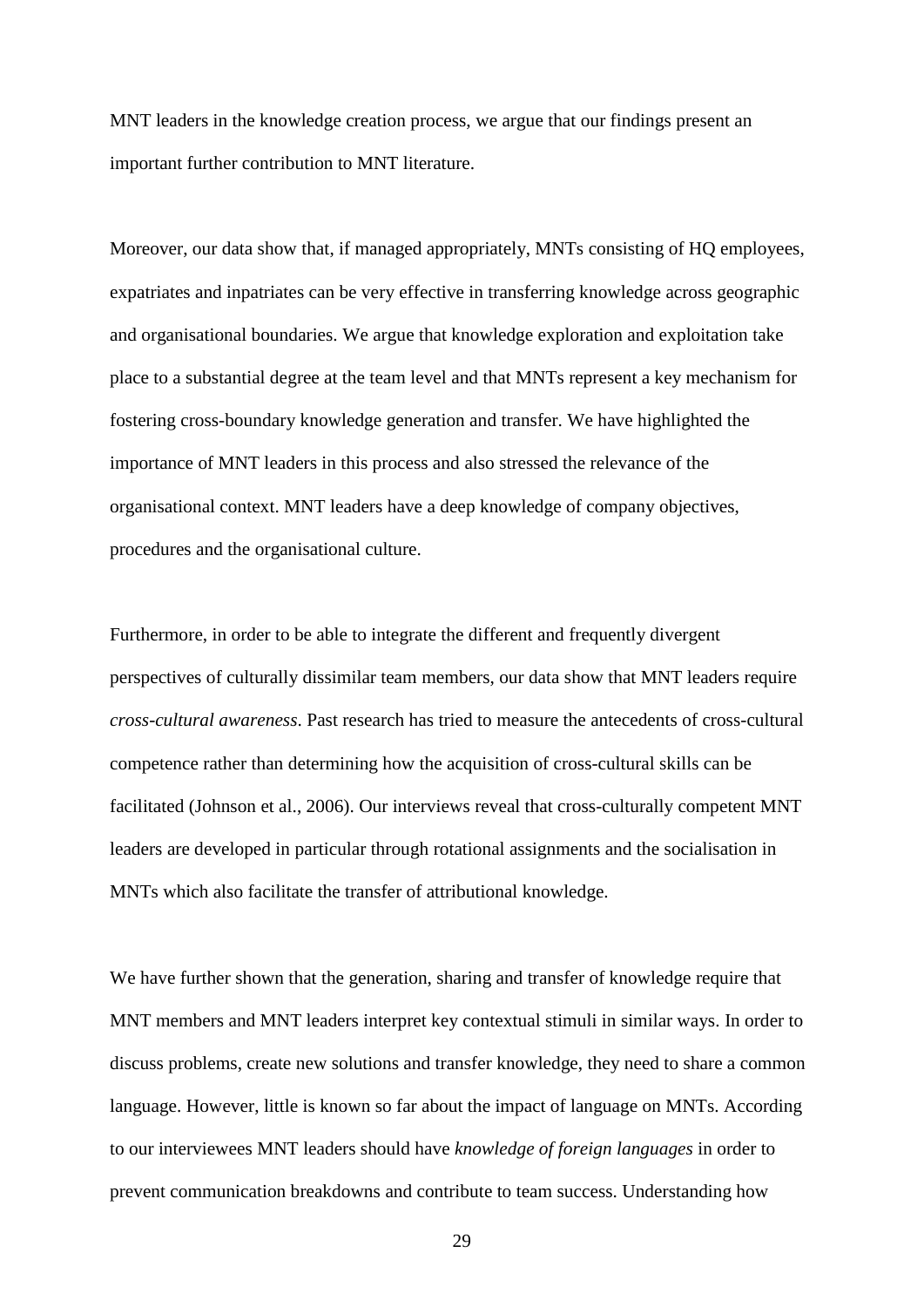MNT leaders in the knowledge creation process, we argue that our findings present an important further contribution to MNT literature.

Moreover, our data show that, if managed appropriately, MNTs consisting of HQ employees, expatriates and inpatriates can be very effective in transferring knowledge across geographic and organisational boundaries. We argue that knowledge exploration and exploitation take place to a substantial degree at the team level and that MNTs represent a key mechanism for fostering cross-boundary knowledge generation and transfer. We have highlighted the importance of MNT leaders in this process and also stressed the relevance of the organisational context. MNT leaders have a deep knowledge of company objectives, procedures and the organisational culture.

Furthermore, in order to be able to integrate the different and frequently divergent perspectives of culturally dissimilar team members, our data show that MNT leaders require *cross-cultural awareness*. Past research has tried to measure the antecedents of cross-cultural competence rather than determining how the acquisition of cross-cultural skills can be facilitated (Johnson et al., 2006). Our interviews reveal that cross-culturally competent MNT leaders are developed in particular through rotational assignments and the socialisation in MNTs which also facilitate the transfer of attributional knowledge.

We have further shown that the generation, sharing and transfer of knowledge require that MNT members and MNT leaders interpret key contextual stimuli in similar ways. In order to discuss problems, create new solutions and transfer knowledge, they need to share a common language. However, little is known so far about the impact of language on MNTs. According to our interviewees MNT leaders should have *knowledge of foreign languages* in order to prevent communication breakdowns and contribute to team success. Understanding how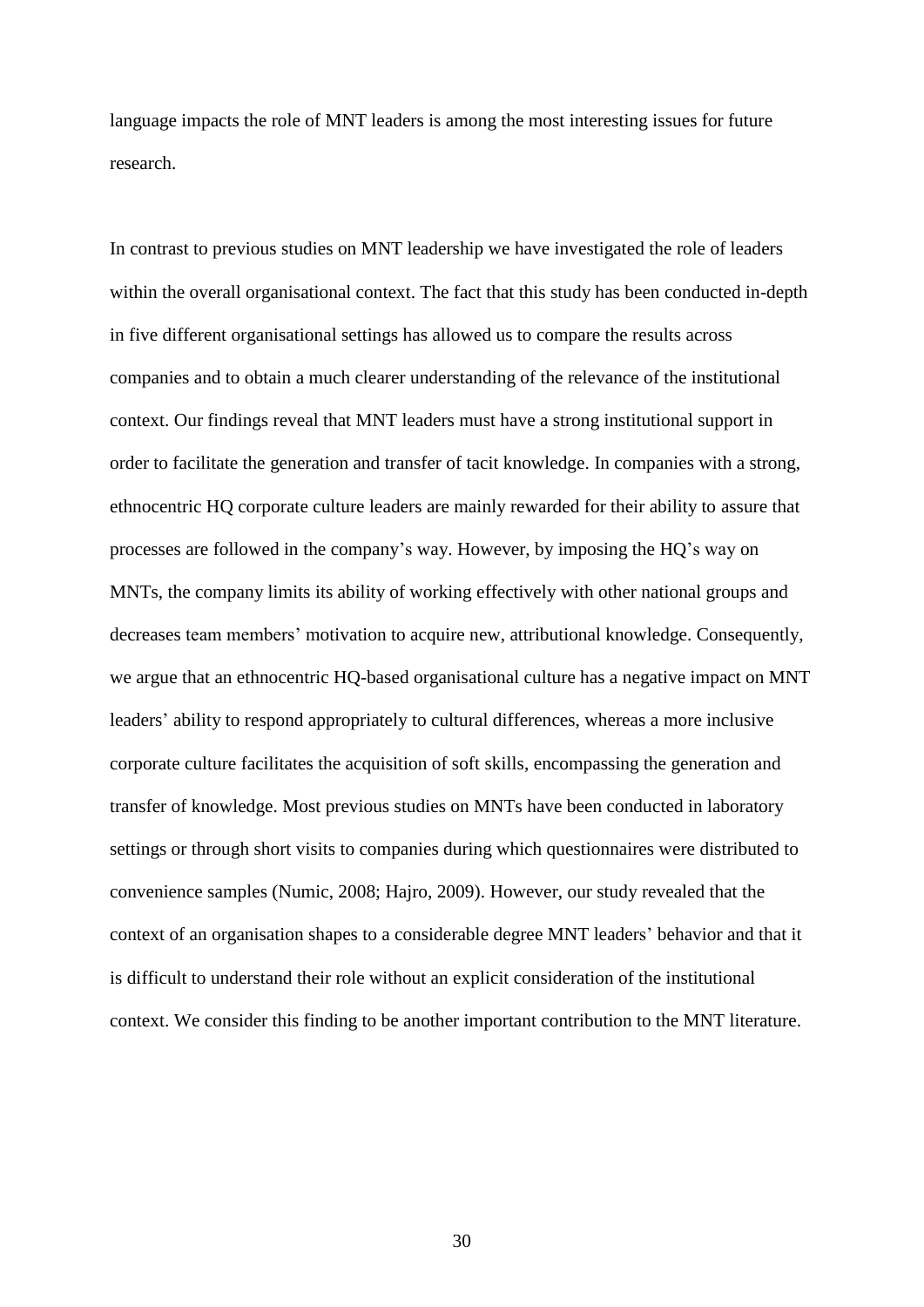language impacts the role of MNT leaders is among the most interesting issues for future research.

In contrast to previous studies on MNT leadership we have investigated the role of leaders within the overall organisational context. The fact that this study has been conducted in-depth in five different organisational settings has allowed us to compare the results across companies and to obtain a much clearer understanding of the relevance of the institutional context. Our findings reveal that MNT leaders must have a strong institutional support in order to facilitate the generation and transfer of tacit knowledge. In companies with a strong, ethnocentric HQ corporate culture leaders are mainly rewarded for their ability to assure that processes are followed in the company's way. However, by imposing the HQ's way on MNTs, the company limits its ability of working effectively with other national groups and decreases team members' motivation to acquire new, attributional knowledge. Consequently, we argue that an ethnocentric HQ-based organisational culture has a negative impact on MNT leaders' ability to respond appropriately to cultural differences, whereas a more inclusive corporate culture facilitates the acquisition of soft skills, encompassing the generation and transfer of knowledge. Most previous studies on MNTs have been conducted in laboratory settings or through short visits to companies during which questionnaires were distributed to convenience samples (Numic, 2008; Hajro, 2009). However, our study revealed that the context of an organisation shapes to a considerable degree MNT leaders' behavior and that it is difficult to understand their role without an explicit consideration of the institutional context. We consider this finding to be another important contribution to the MNT literature.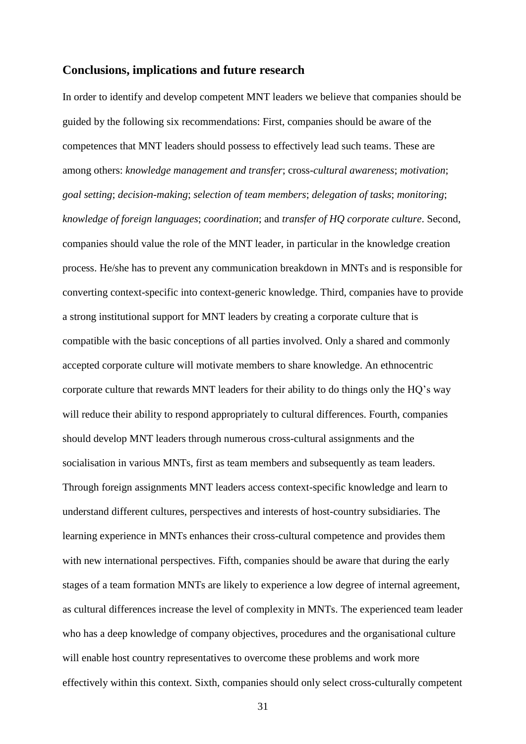## Conclusions, implications and future research

In order to identify and develop competent MNT leaders we believe that companies should be guided by the following six recommendations: First, companies should be aware of the competences that MNT leaders should possess to effectively lead such teams. These are among others: *knowledge management and transfer*; cross-*cultural awareness*; *motivation*; *goal setting*; *decision-making*; *selection of team members*; *delegation of tasks*; *monitoring*; *knowledge of foreign languages*; *coordination*; and *transfer of HQ corporate culture*. Second, companies should value the role of the MNT leader, in particular in the knowledge creation process. He/she has to prevent any communication breakdown in MNTs and is responsible for converting context-specific into context-generic knowledge. Third, companies have to provide a strong institutional support for MNT leaders by creating a corporate culture that is compatible with the basic conceptions of all parties involved. Only a shared and commonly accepted corporate culture will motivate members to share knowledge. An ethnocentric corporate culture that rewards MNT leaders for their ability to do things only the HQ's way will reduce their ability to respond appropriately to cultural differences. Fourth, companies should develop MNT leaders through numerous cross-cultural assignments and the socialisation in various MNTs, first as team members and subsequently as team leaders. Through foreign assignments MNT leaders access context-specific knowledge and learn to understand different cultures, perspectives and interests of host-country subsidiaries. The learning experience in MNTs enhances their cross-cultural competence and provides them with new international perspectives. Fifth, companies should be aware that during the early stages of a team formation MNTs are likely to experience a low degree of internal agreement, as cultural differences increase the level of complexity in MNTs. The experienced team leader who has a deep knowledge of company objectives, procedures and the organisational culture will enable host country representatives to overcome these problems and work more effectively within this context. Sixth, companies should only select cross-culturally competent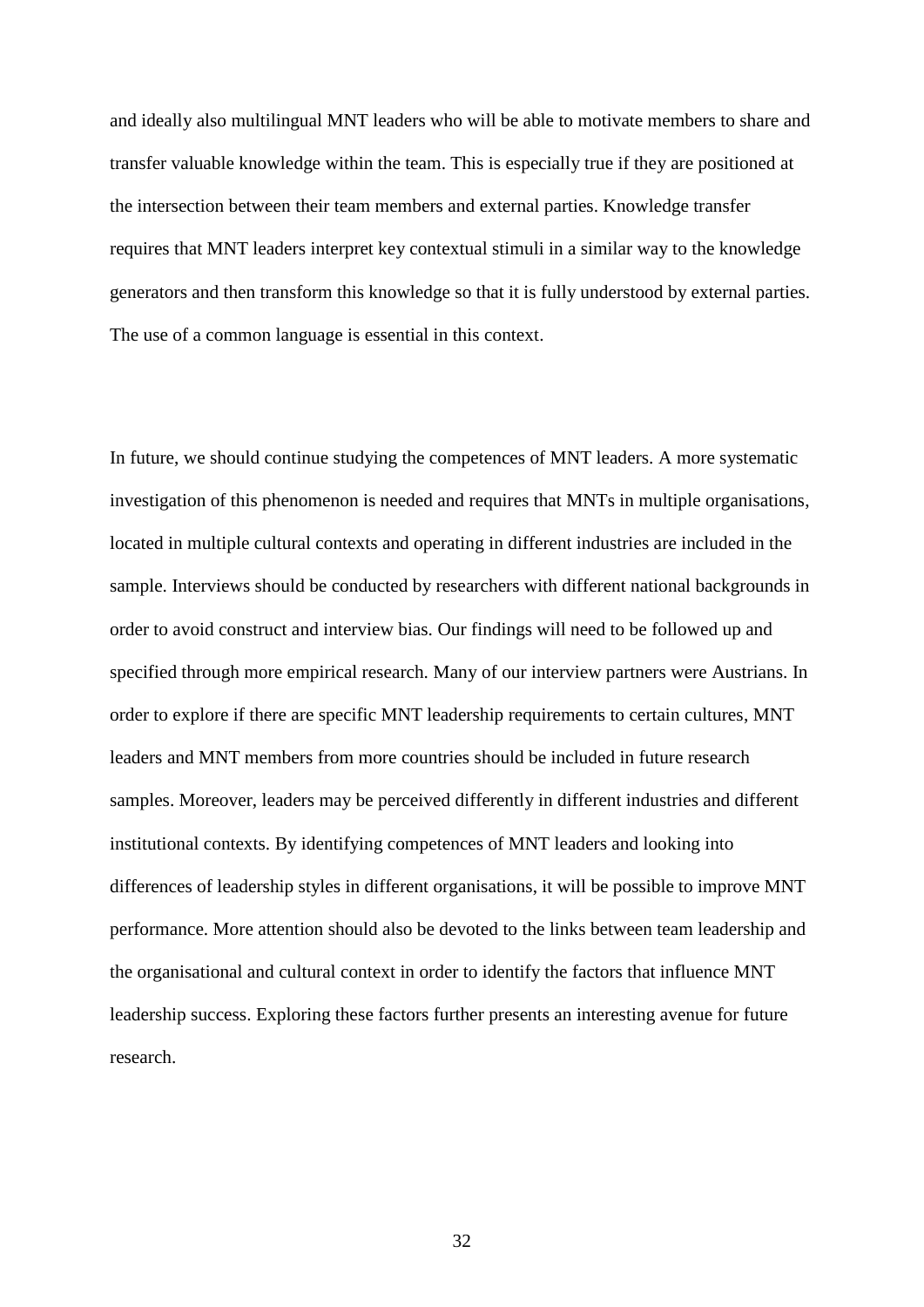and ideally also multilingual MNT leaders who will be able to motivate members to share and transfer valuable knowledge within the team. This is especially true if they are positioned at the intersection between their team members and external parties. Knowledge transfer requires that MNT leaders interpret key contextual stimuli in a similar way to the knowledge generators and then transform this knowledge so that it is fully understood by external parties. The use of a common language is essential in this context.

In future, we should continue studying the competences of MNT leaders. A more systematic investigation of this phenomenon is needed and requires that MNTs in multiple organisations, located in multiple cultural contexts and operating in different industries are included in the sample. Interviews should be conducted by researchers with different national backgrounds in order to avoid construct and interview bias. Our findings will need to be followed up and specified through more empirical research. Many of our interview partners were Austrians. In order to explore if there are specific MNT leadership requirements to certain cultures, MNT leaders and MNT members from more countries should be included in future research samples. Moreover, leaders may be perceived differently in different industries and different institutional contexts. By identifying competences of MNT leaders and looking into differences of leadership styles in different organisations, it will be possible to improve MNT performance. More attention should also be devoted to the links between team leadership and the organisational and cultural context in order to identify the factors that influence MNT leadership success. Exploring these factors further presents an interesting avenue for future research.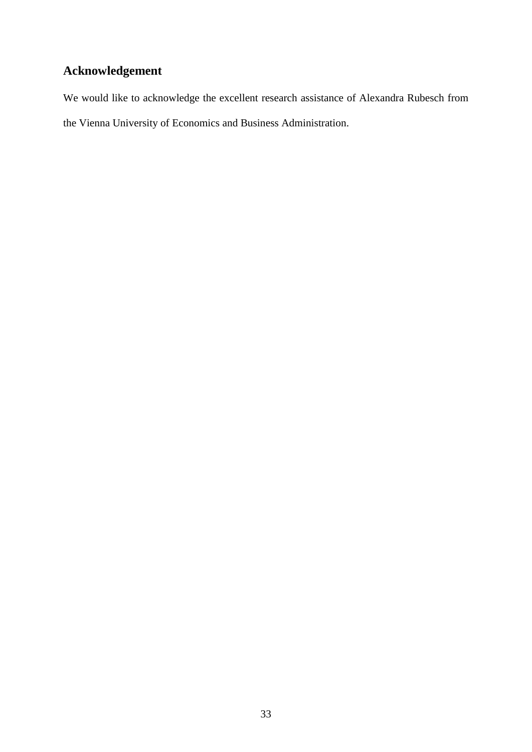## Acknowledgement

We would like to acknowledge the excellent research assistance of Alexandra Rubesch from the Vienna University of Economics and Business Administration.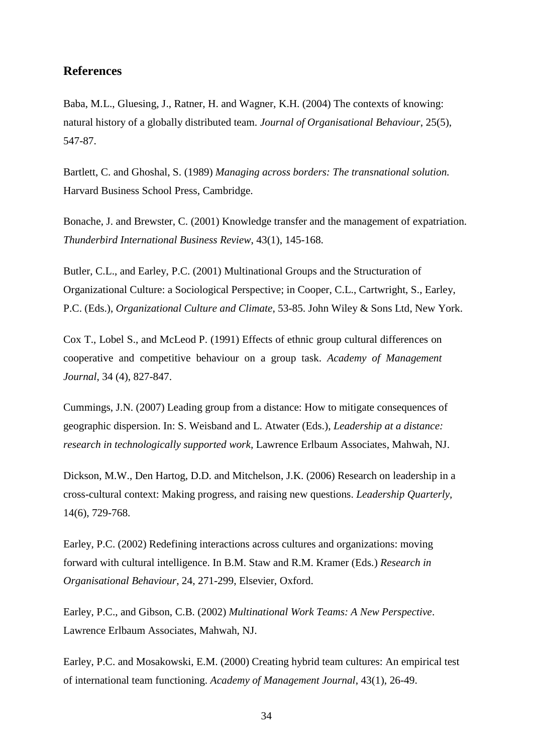## References

Baba, M.L., Gluesing, J., Ratner, H. and Wagner, K.H. (2004) The contexts of knowing: natural history of a globally distributed team. *Journal of Organisational Behaviour*, 25(5), 547-87.

Bartlett, C. and Ghoshal, S. (1989) *Managing across borders: The transnational solution.* Harvard Business School Press, Cambridge.

Bonache, J. and Brewster, C. (2001) Knowledge transfer and the management of expatriation. *Thunderbird International Business Review*, 43(1), 145-168.

Butler, C.L., and Earley, P.C. (2001) Multinational Groups and the Structuration of Organizational Culture: a Sociological Perspective; in Cooper, C.L., Cartwright, S., Earley, P.C. (Eds.), *Organizational Culture and Climate*, 53-85. John Wiley & Sons Ltd, New York.

Cox T., Lobel S., and McLeod P. (1991) Effects of ethnic group cultural differences on cooperative and competitive behaviour on a group task. *Academy of Management Journal*, 34 (4), 827-847.

Cummings, J.N. (2007) Leading group from a distance: How to mitigate consequences of geographic dispersion. In: S. Weisband and L. Atwater (Eds.), *Leadership at a distance: research in technologically supported work,* Lawrence Erlbaum Associates, Mahwah, NJ.

Dickson, M.W., Den Hartog, D.D. and Mitchelson, J.K. (2006) Research on leadership in a cross-cultural context: Making progress, and raising new questions. *Leadership Quarterly*, 14(6), 729-768.

Earley, P.C. (2002) Redefining interactions across cultures and organizations: moving forward with cultural intelligence. In B.M. Staw and R.M. Kramer (Eds.) *Research in Organisational Behaviour*, 24, 271-299, Elsevier, Oxford.

Earley, P.C., and Gibson, C.B. (2002) *Multinational Work Teams: A New Perspective*. Lawrence Erlbaum Associates, Mahwah, NJ.

Earley, P.C. and Mosakowski, E.M. (2000) Creating hybrid team cultures: An empirical test of international team functioning. *Academy of Management Journal*, 43(1), 26-49.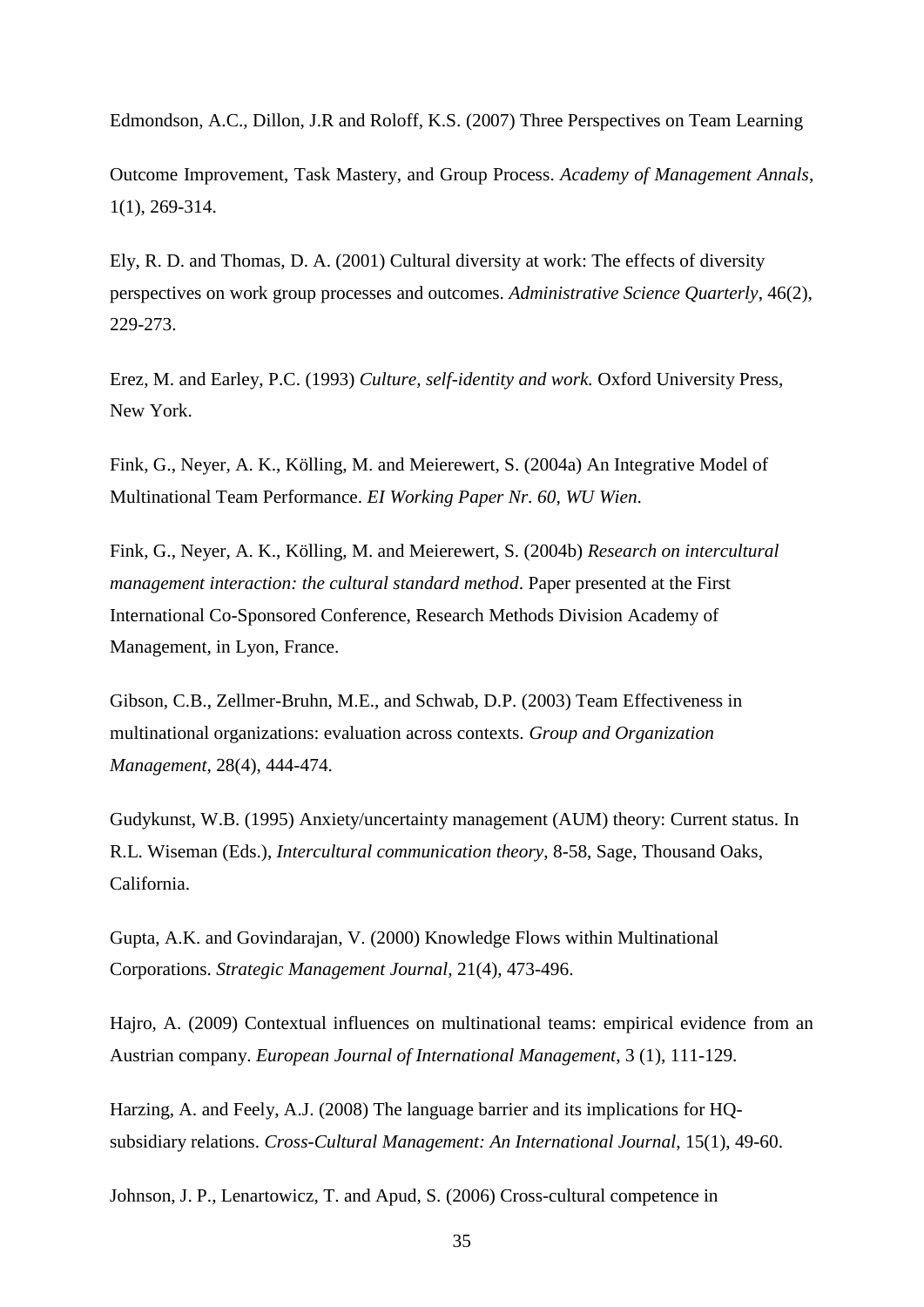Edmondson, A.C., Dillon, J.R and Roloff, K.S. (2007) Three Perspectives on Team Learning

Outcome Improvement, Task Mastery, and Group Process. *Academy of Management Annals*, 1(1), 269-314.

Ely, R. D. and Thomas, D. A. (2001) Cultural diversity at work: The effects of diversity perspectives on work group processes and outcomes. *Administrative Science Quarterly*, 46(2), 229-273.

Erez, M. and Earley, P.C. (1993) *Culture, self-identity and work.* Oxford University Press, New York.

Fink, G., Neyer, A. K., Kölling, M. and Meierewert, S. (2004a) An Integrative Model of Multinational Team Performance. *EI Working Paper Nr. 60, WU Wien.*

Fink, G., Neyer, A. K., Kölling, M. and Meierewert, S. (2004b) *Research on intercultural management interaction: the cultural standard method*. Paper presented at the First International Co-Sponsored Conference, Research Methods Division Academy of Management, in Lyon, France.

Gibson, C.B., Zellmer-Bruhn, M.E., and Schwab, D.P. (2003) Team Effectiveness in multinational organizations: evaluation across contexts. *Group and Organization Management*, 28(4), 444-474.

Gudykunst, W.B. (1995) Anxiety/uncertainty management (AUM) theory: Current status. In R.L. Wiseman (Eds.), *Intercultural communication theory*, 8-58, Sage, Thousand Oaks, California.

Gupta, A.K. and Govindarajan, V. (2000) Knowledge Flows within Multinational Corporations. *Strategic Management Journal*, 21(4), 473-496.

Hajro, A. (2009) Contextual influences on multinational teams: empirical evidence from an Austrian company. *European Journal of International Management*, 3 (1), 111-129.

Harzing, A. and Feely, A.J. (2008) The language barrier and its implications for HQ-subsidiary relations. *Cross-Cultural Management: An International Journal*, 15(1), 49-60.

Johnson, J. P., Lenartowicz, T. and Apud, S. (2006) Cross-cultural competence in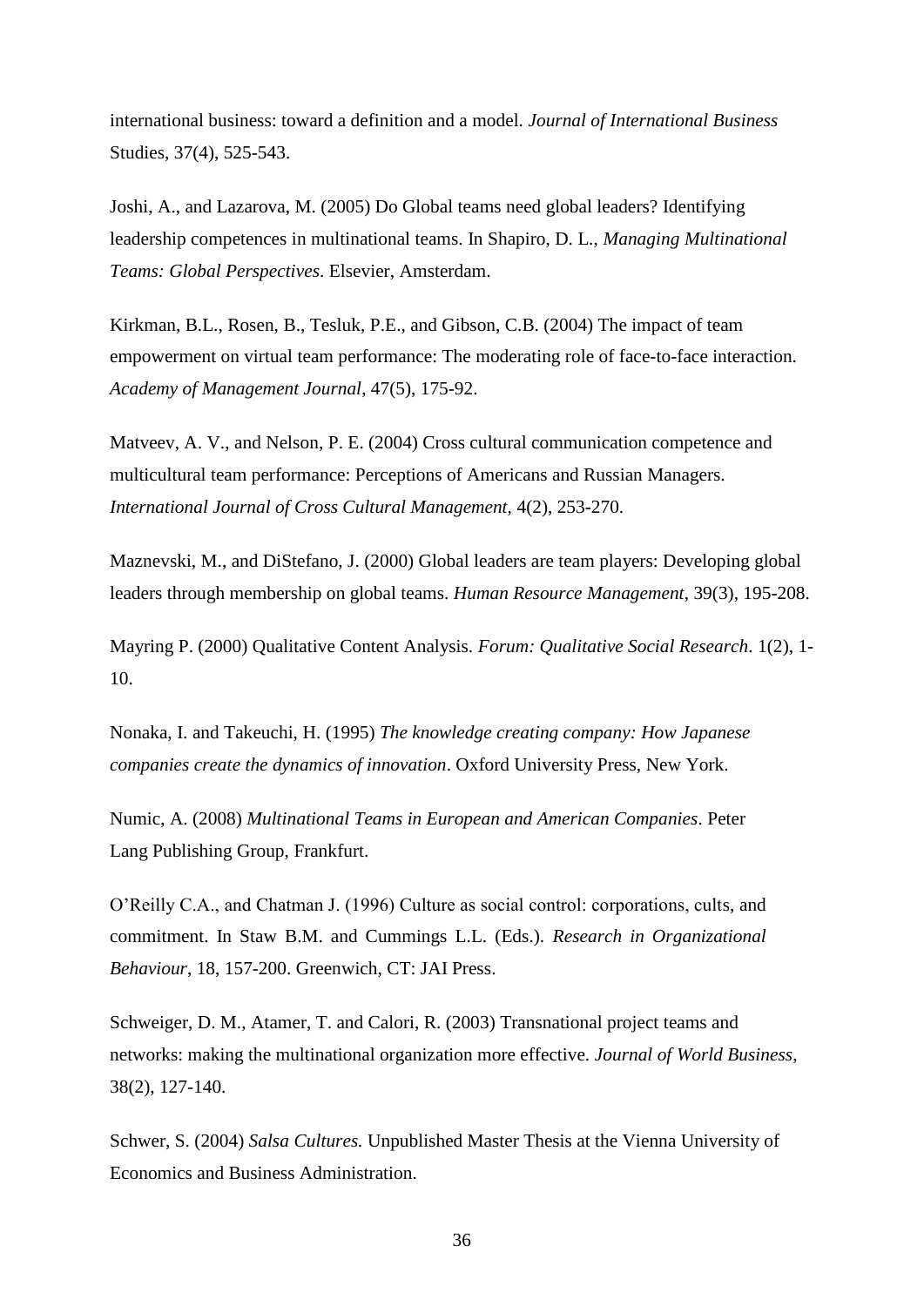international business: toward a definition and a model. *Journal of International Business* Studies, 37(4), 525-543.

Joshi, A., and Lazarova, M. (2005) Do Global teams need global leaders? Identifying leadership competences in multinational teams. In Shapiro, D. L., *Managing Multinational Teams: Global Perspectives*. Elsevier, Amsterdam.

Kirkman, B.L., Rosen, B., Tesluk, P.E., and Gibson, C.B. (2004) The impact of team empowerment on virtual team performance: The moderating role of face-to-face interaction. *Academy of Management Journal*, 47(5), 175-92.

Matveev, A. V., and Nelson, P. E. (2004) Cross cultural communication competence and multicultural team performance: Perceptions of Americans and Russian Managers. *International Journal of Cross Cultural Management*, 4(2), 253-270.

Maznevski, M., and DiStefano, J. (2000) Global leaders are team players: Developing global leaders through membership on global teams. *Human Resource Management*, 39(3), 195-208.

Mayring P. (2000) Qualitative Content Analysis. *Forum: Qualitative Social Research*. 1(2), 1-10.

Nonaka, I. and Takeuchi, H. (1995) *The knowledge creating company: How Japanese companies create the dynamics of innovation*. Oxford University Press, New York.

Numic, A. (2008) *Multinational Teams in European and American Companies*. Peter Lang Publishing Group, Frankfurt.

O'Reilly C.A., and Chatman J. (1996) Culture as social control: corporations, cults, and commitment. In Staw B.M. and Cummings L.L. (Eds.). *Research in Organizational Behaviour*, 18, 157-200. Greenwich, CT: JAI Press.

Schweiger, D. M., Atamer, T. and Calori, R. (2003) Transnational project teams and networks: making the multinational organization more effective. *Journal of World Business*, 38(2), 127-140.

Schwer, S. (2004) *Salsa Cultures.* Unpublished Master Thesis at the Vienna University of Economics and Business Administration.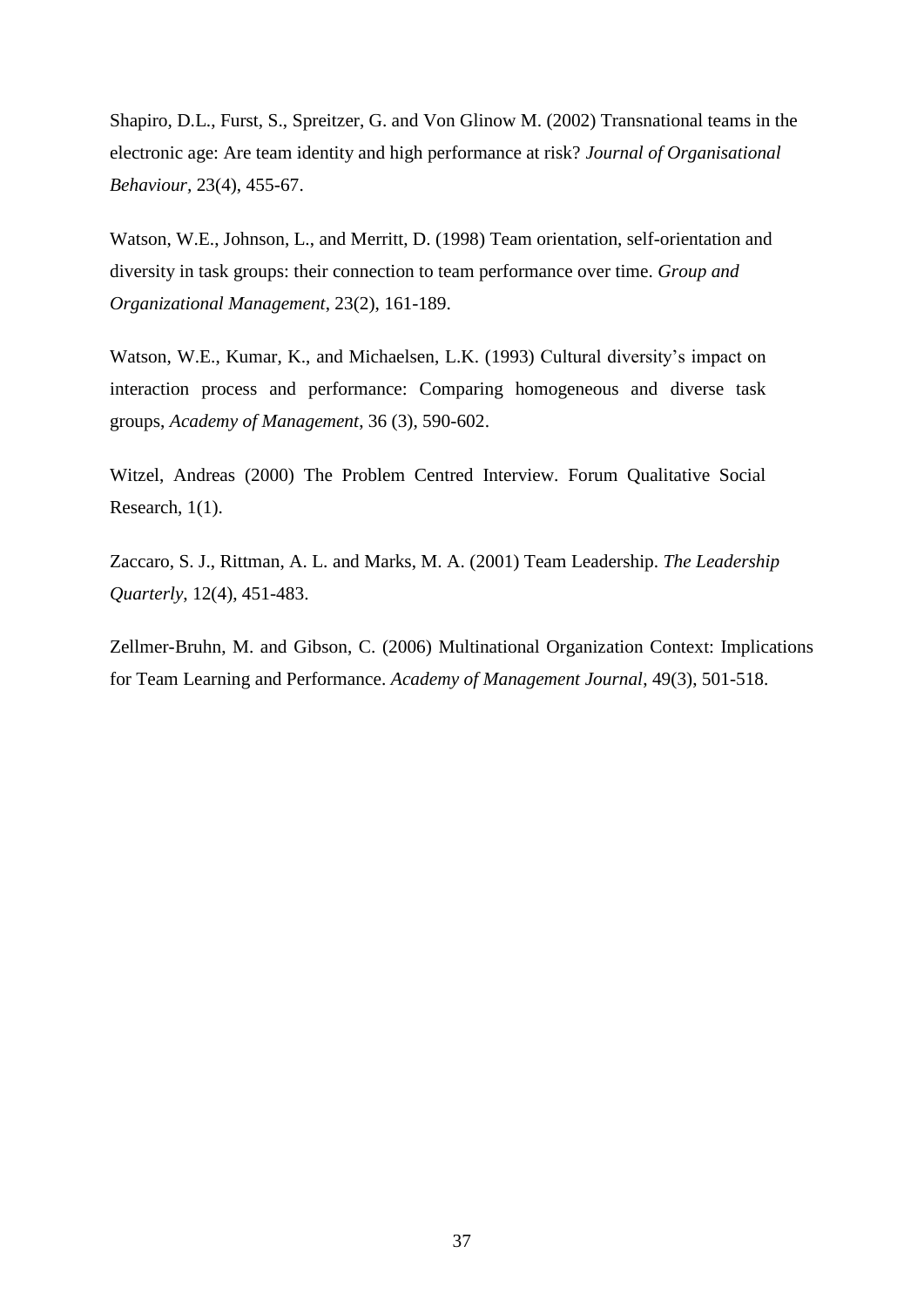Shapiro, D.L., Furst, S., Spreitzer, G. and Von Glinow M. (2002) Transnational teams in the electronic age: Are team identity and high performance at risk? *Journal of Organisational Behaviour*, 23(4), 455-67.

Watson, W.E., Johnson, L., and Merritt, D. (1998) Team orientation, self-orientation and diversity in task groups: their connection to team performance over time. *Group and Organizational Management*, 23(2), 161-189.

Watson, W.E., Kumar, K., and Michaelsen, L.K. (1993) Cultural diversity's impact on interaction process and performance: Comparing homogeneous and diverse task groups, *Academy of Management*, 36 (3), 590-602.

Witzel, Andreas (2000) The Problem Centred Interview. Forum Qualitative Social Research, 1(1).

Zaccaro, S. J., Rittman, A. L. and Marks, M. A. (2001) Team Leadership. *The Leadership Quarterly*, 12(4), 451-483.

Zellmer-Bruhn, M. and Gibson, C. (2006) Multinational Organization Context: Implications for Team Learning and Performance. *Academy of Management Journal*, 49(3), 501-518.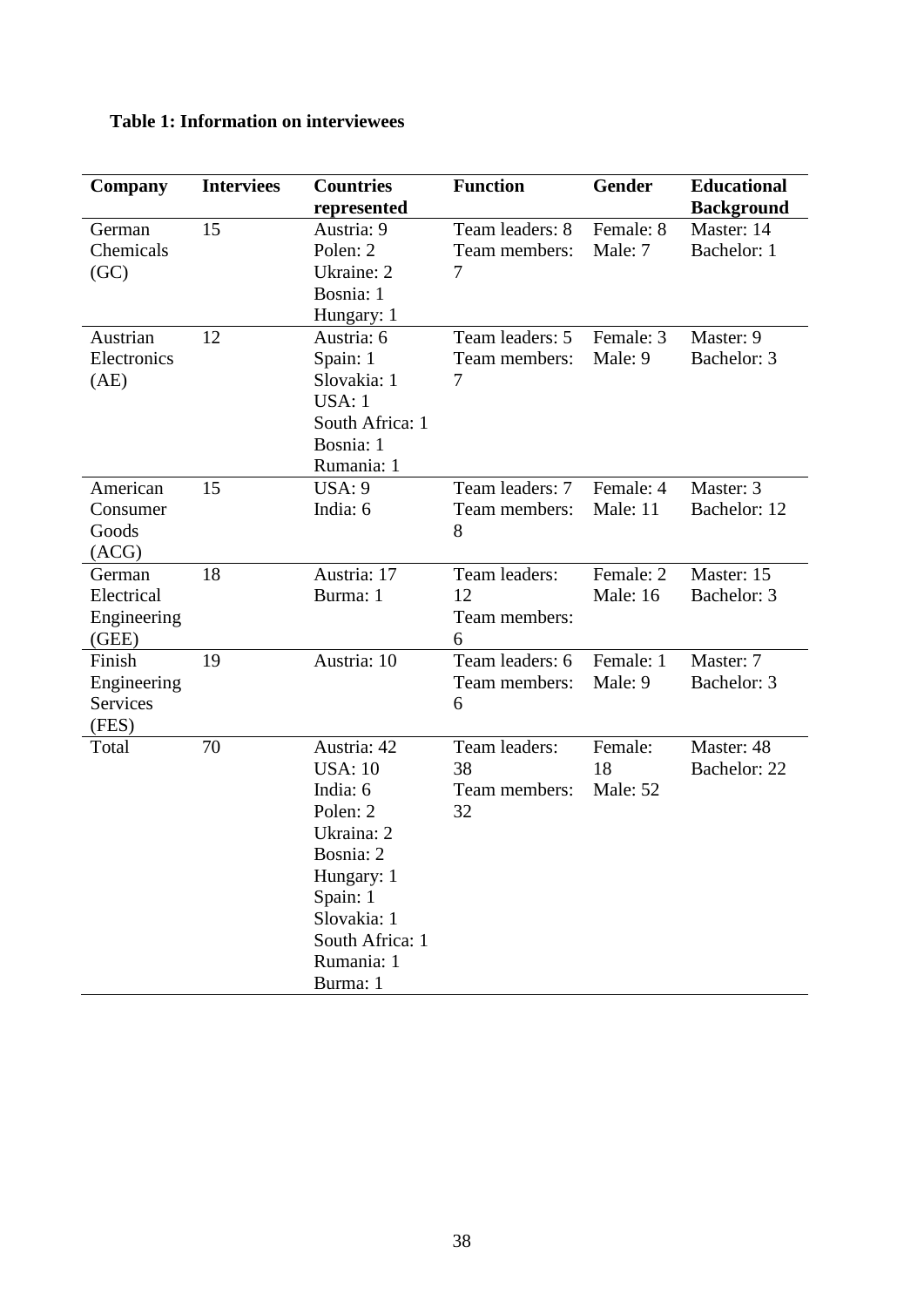**Table 1: Information on interviewees**

| Company | Interviees | Countries represented | Function | Gender | Educational Background |
|---|---|---|---|---|---|
| German Chemicals (GC) | 15 | Austria: 9<br>Polen: 2<br>Ukraine: 2<br>Bosnia: 1<br>Hungary: 1 | Team leaders: 8<br>Team members: 7 | Female: 8<br>Male: 7 | Master: 14<br>Bachelor: 1 |
| Austrian Electronics (AE) | 12 | Austria: 6<br>Spain: 1<br>Slovakia: 1<br>USA: 1<br>South Africa: 1<br>Bosnia: 1<br>Rumania: 1 | Team leaders: 5<br>Team members: 7 | Female: 3<br>Male: 9 | Master: 9<br>Bachelor: 3 |
| American Consumer Goods (ACG) | 15 | USA: 9<br>India: 6 | Team leaders: 7<br>Team members: 8 | Female: 4<br>Male: 11 | Master: 3<br>Bachelor: 12 |
| German Electrical Engineering (GEE) | 18 | Austria: 17<br>Burma: 1 | Team leaders: 12<br>Team members: 6 | Female: 2<br>Male: 16 | Master: 15<br>Bachelor: 3 |
| Finish Engineering Services (FES) | 19 | Austria: 10 | Team leaders: 6<br>Team members: 6 | Female: 1<br>Male: 9 | Master: 7<br>Bachelor: 3 |
| Total | 70 | Austria: 42<br>USA: 10<br>India: 6<br>Polen: 2<br>Ukraina: 2<br>Bosnia: 2<br>Hungary: 1<br>Spain: 1<br>Slovakia: 1<br>South Africa: 1<br>Rumania: 1<br>Burma: 1 | Team leaders: 38<br>Team members: 32 | Female: 18<br>Male: 52 | Master: 48<br>Bachelor: 22 |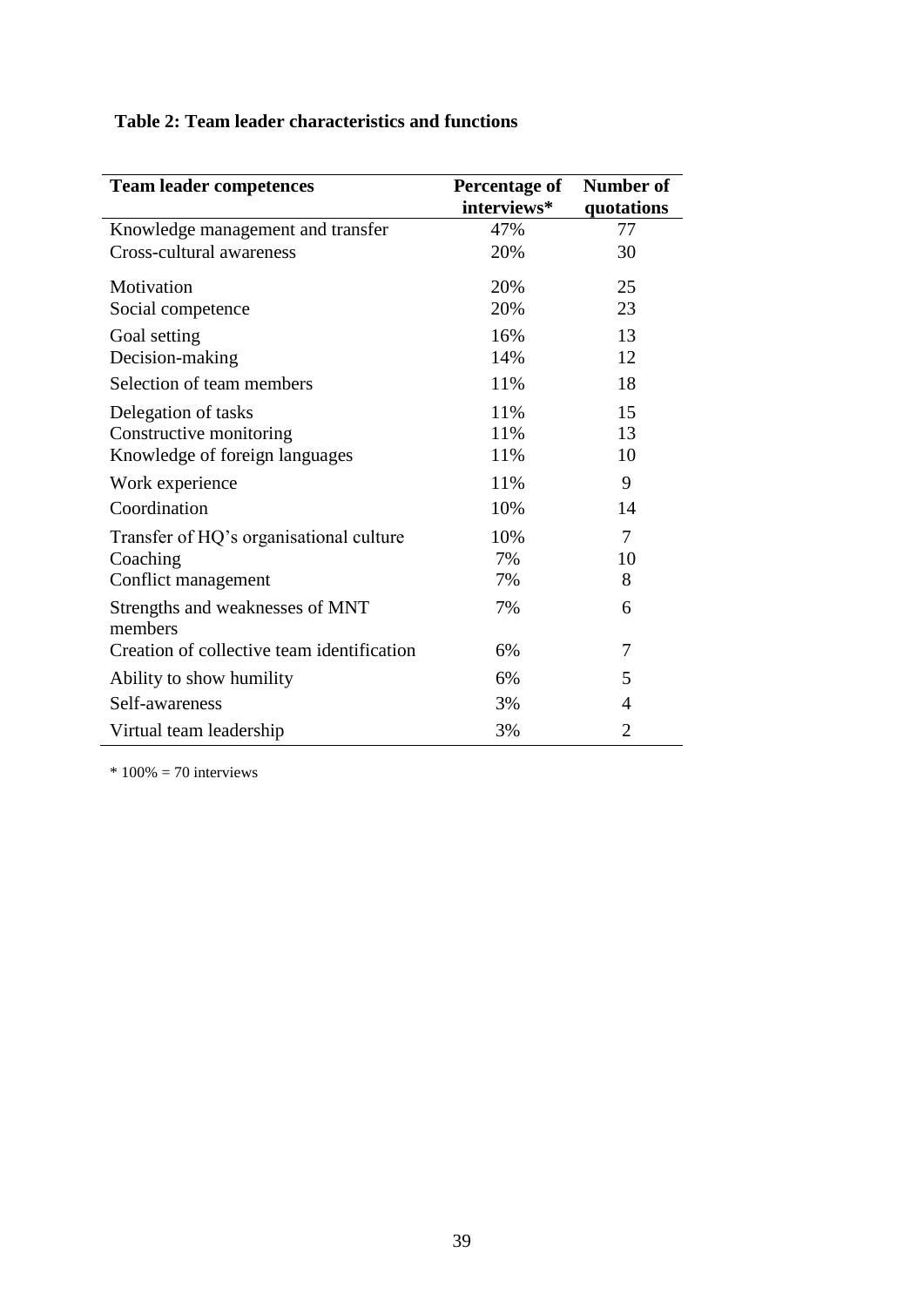**Table 2: Team leader characteristics and functions**

| Team leader competences | Percentage of interviews* | Number of quotations |
|---|---|---|
| Knowledge management and transfer | 47% | 77 |
| Cross-cultural awareness | 20% | 30 |
| Motivation | 20% | 25 |
| Social competence | 20% | 23 |
| Goal setting | 16% | 13 |
| Decision-making | 14% | 12 |
| Selection of team members | 11% | 18 |
| Delegation of tasks | 11% | 15 |
| Constructive monitoring | 11% | 13 |
| Knowledge of foreign languages | 11% | 10 |
| Work experience | 11% | 9 |
| Coordination | 10% | 14 |
| Transfer of HQ's organisational culture | 10% | 7 |
| Coaching | 7% | 10 |
| Conflict management | 7% | 8 |
| Strengths and weaknesses of MNT members | 7% | 6 |
| Creation of collective team identification | 6% | 7 |
| Ability to show humility | 6% | 5 |
| Self-awareness | 3% | 4 |
| Virtual team leadership | 3% | 2 |

* 100% = 70 interviews